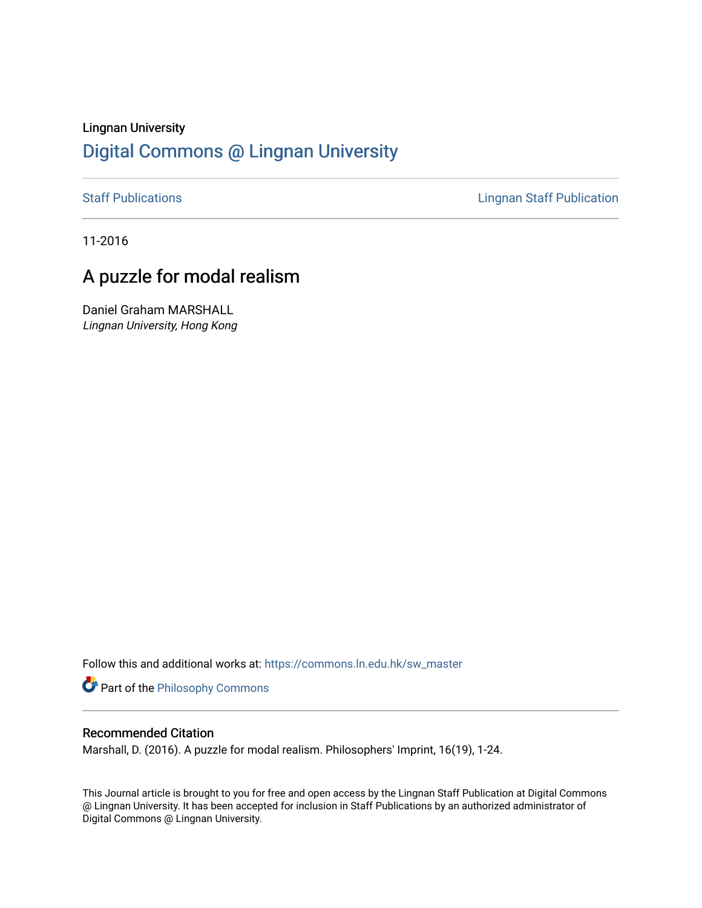Lingnan University

# Digital Commons @ Lingnan University

Staff Publications | Lingnan Staff Publication

11-2016

## A puzzle for modal realism

Daniel Graham MARSHALL
*Lingnan University, Hong Kong*

Follow this and additional works at: https://commons.ln.edu.hk/sw_master

Part of the Philosophy Commons

### Recommended Citation

Marshall, D. (2016). A puzzle for modal realism. Philosophers' Imprint, 16(19), 1-24.

This Journal article is brought to you for free and open access by the Lingnan Staff Publication at Digital Commons @ Lingnan University. It has been accepted for inclusion in Staff Publications by an authorized administrator of Digital Commons @ Lingnan University.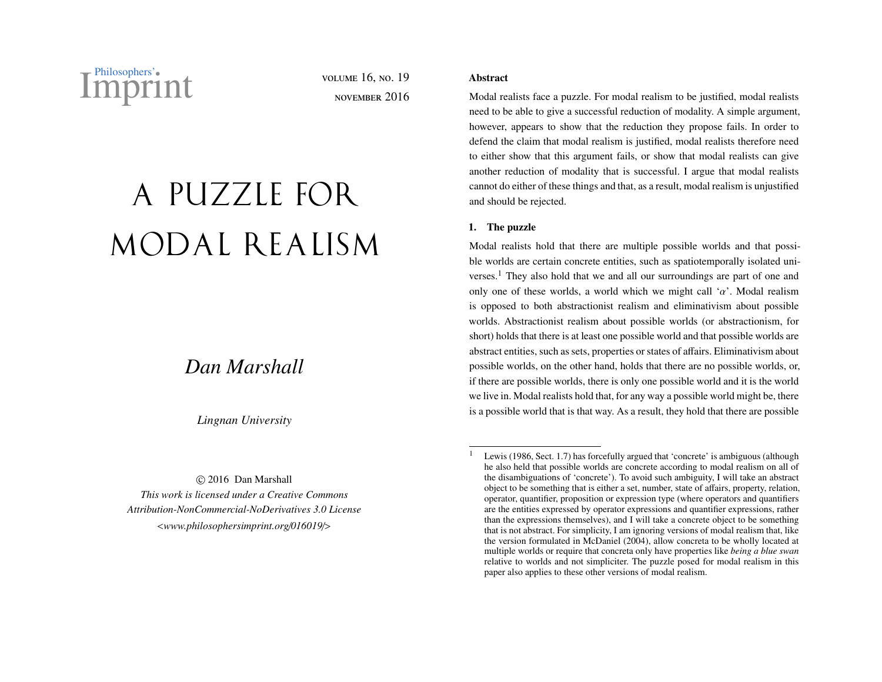Philosophers' Imprint

VOLUME 16, NO. 19
NOVEMBER 2016

# A PUZZLE FOR MODAL REALISM

*Dan Marshall*

*Lingnan University*

© 2016 Dan Marshall
*This work is licensed under a Creative Commons Attribution-NonCommercial-NoDerivatives 3.0 License <www.philosophersimprint.org/016019/>*

### Abstract

Modal realists face a puzzle. For modal realism to be justified, modal realists need to be able to give a successful reduction of modality. A simple argument, however, appears to show that the reduction they propose fails. In order to defend the claim that modal realism is justified, modal realists therefore need to either show that this argument fails, or show that modal realists can give another reduction of modality that is successful. I argue that modal realists cannot do either of these things and that, as a result, modal realism is unjustified and should be rejected.

## 1. The puzzle

Modal realists hold that there are multiple possible worlds and that possible worlds are certain concrete entities, such as spatiotemporally isolated universes.[1] They also hold that we and all our surroundings are part of one and only one of these worlds, a world which we might call '$\alpha$'. Modal realism is opposed to both abstractionist realism and eliminativism about possible worlds. Abstractionist realism about possible worlds (or abstractionism, for short) holds that there is at least one possible world and that possible worlds are abstract entities, such as sets, properties or states of affairs. Eliminativism about possible worlds, on the other hand, holds that there are no possible worlds, or, if there are possible worlds, there is only one possible world and it is the world we live in. Modal realists hold that, for any way a possible world might be, there is a possible world that is that way. As a result, they hold that there are possible

[1] Lewis (1986, Sect. 1.7) has forcefully argued that 'concrete' is ambiguous (although he also held that possible worlds are concrete according to modal realism on all of the disambiguations of 'concrete'). To avoid such ambiguity, I will take an abstract object to be something that is either a set, number, state of affairs, property, relation, operator, quantifier, proposition or expression type (where operators and quantifiers are the entities expressed by operator expressions and quantifier expressions, rather than the expressions themselves), and I will take a concrete object to be something that is not abstract. For simplicity, I am ignoring versions of modal realism that, like the version formulated in McDaniel (2004), allow concreta to be wholly located at multiple worlds or require that concreta only have properties like *being a blue swan* relative to worlds and not simpliciter. The puzzle posed for modal realism in this paper also applies to these other versions of modal realism.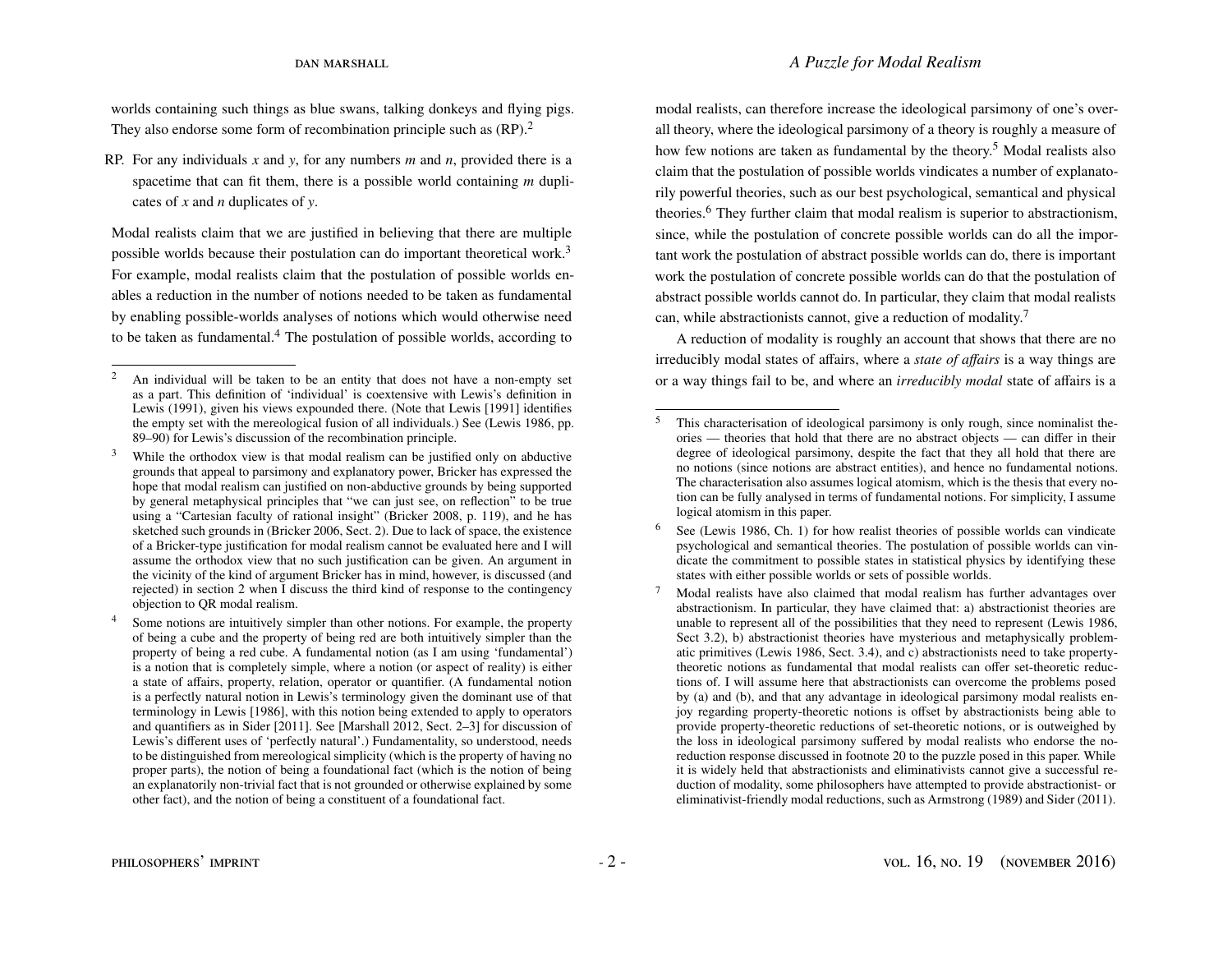worlds containing such things as blue swans, talking donkeys and flying pigs. They also endorse some form of recombination principle such as (RP).[2]

RP. For any individuals *x* and *y*, for any numbers *m* and *n*, provided there is a spacetime that can fit them, there is a possible world containing *m* duplicates of *x* and *n* duplicates of *y*.

Modal realists claim that we are justified in believing that there are multiple possible worlds because their postulation can do important theoretical work.[3] For example, modal realists claim that the postulation of possible worlds enables a reduction in the number of notions needed to be taken as fundamental by enabling possible-worlds analyses of notions which would otherwise need to be taken as fundamental.[4] The postulation of possible worlds, according to modal realists, can therefore increase the ideological parsimony of one's overall theory, where the ideological parsimony of a theory is roughly a measure of how few notions are taken as fundamental by the theory.[5] Modal realists also claim that the postulation of possible worlds vindicates a number of explanatorily powerful theories, such as our best psychological, semantical and physical theories.[6] They further claim that modal realism is superior to abstractionism, since, while the postulation of concrete possible worlds can do all the important work the postulation of abstract possible worlds can do, there is important work the postulation of concrete possible worlds can do that the postulation of abstract possible worlds cannot do. In particular, they claim that modal realists can, while abstractionists cannot, give a reduction of modality.[7]

A reduction of modality is roughly an account that shows that there are no irreducibly modal states of affairs, where a *state of affairs* is a way things are or a way things fail to be, and where an *irreducibly modal* state of affairs is a

---

[2] An individual will be taken to be an entity that does not have a non-empty set as a part. This definition of 'individual' is coextensive with Lewis's definition in Lewis (1991), given his views expounded there. (Note that Lewis [1991] identifies the empty set with the mereological fusion of all individuals.) See (Lewis 1986, pp. 89–90) for Lewis's discussion of the recombination principle.

[3] While the orthodox view is that modal realism can be justified only on abductive grounds that appeal to parsimony and explanatory power, Bricker has expressed the hope that modal realism can justified on non-abductive grounds by being supported by general metaphysical principles that "we can just see, on reflection" to be true using a "Cartesian faculty of rational insight" (Bricker 2008, p. 119), and he has sketched such grounds in (Bricker 2006, Sect. 2). Due to lack of space, the existence of a Bricker-type justification for modal realism cannot be evaluated here and I will assume the orthodox view that no such justification can be given. An argument in the vicinity of the kind of argument Bricker has in mind, however, is discussed (and rejected) in section 2 when I discuss the third kind of response to the contingency objection to QR modal realism.

[4] Some notions are intuitively simpler than other notions. For example, the property of being a cube and the property of being red are both intuitively simpler than the property of being a red cube. A fundamental notion (as I am using 'fundamental') is a notion that is completely simple, where a notion (or aspect of reality) is either a state of affairs, property, relation, operator or quantifier. (A fundamental notion is a perfectly natural notion in Lewis's terminology given the dominant use of that terminology in Lewis [1986], with this notion being extended to apply to operators and quantifiers as in Sider [2011]. See [Marshall 2012, Sect. 2–3] for discussion of Lewis's different uses of 'perfectly natural'.) Fundamentality, so understood, needs to be distinguished from mereological simplicity (which is the property of having no proper parts), the notion of being a foundational fact (which is the notion of being an explanatorily non-trivial fact that is not grounded or otherwise explained by some other fact), and the notion of being a constituent of a foundational fact.

[5] This characterisation of ideological parsimony is only rough, since nominalist theories — theories that hold that there are no abstract objects — can differ in their degree of ideological parsimony, despite the fact that they all hold that there are no notions (since notions are abstract entities), and hence no fundamental notions. The characterisation also assumes logical atomism, which is the thesis that every notion can be fully analysed in terms of fundamental notions. For simplicity, I assume logical atomism in this paper.

[6] See (Lewis 1986, Ch. 1) for how realist theories of possible worlds can vindicate psychological and semantical theories. The postulation of possible worlds can vindicate the commitment to possible states in statistical physics by identifying these states with either possible worlds or sets of possible worlds.

[7] Modal realists have also claimed that modal realism has further advantages over abstractionism. In particular, they have claimed that: a) abstractionist theories are unable to represent all of the possibilities that they need to represent (Lewis 1986, Sect 3.2), b) abstractionist theories have mysterious and metaphysically problematic primitives (Lewis 1986, Sect. 3.4), and c) abstractionists need to take property-theoretic notions as fundamental that modal realists can offer set-theoretic reductions of. I will assume here that abstractionists can overcome the problems posed by (a) and (b), and that any advantage in ideological parsimony modal realists enjoy regarding property-theoretic notions is offset by abstractionists being able to provide property-theoretic reductions of set-theoretic notions, or is outweighed by the loss in ideological parsimony suffered by modal realists who endorse the no-reduction response discussed in footnote 20 to the puzzle posed in this paper. While it is widely held that abstractionists and eliminativists cannot give a successful reduction of modality, some philosophers have attempted to provide abstractionist- or eliminativist-friendly modal reductions, such as Armstrong (1989) and Sider (2011).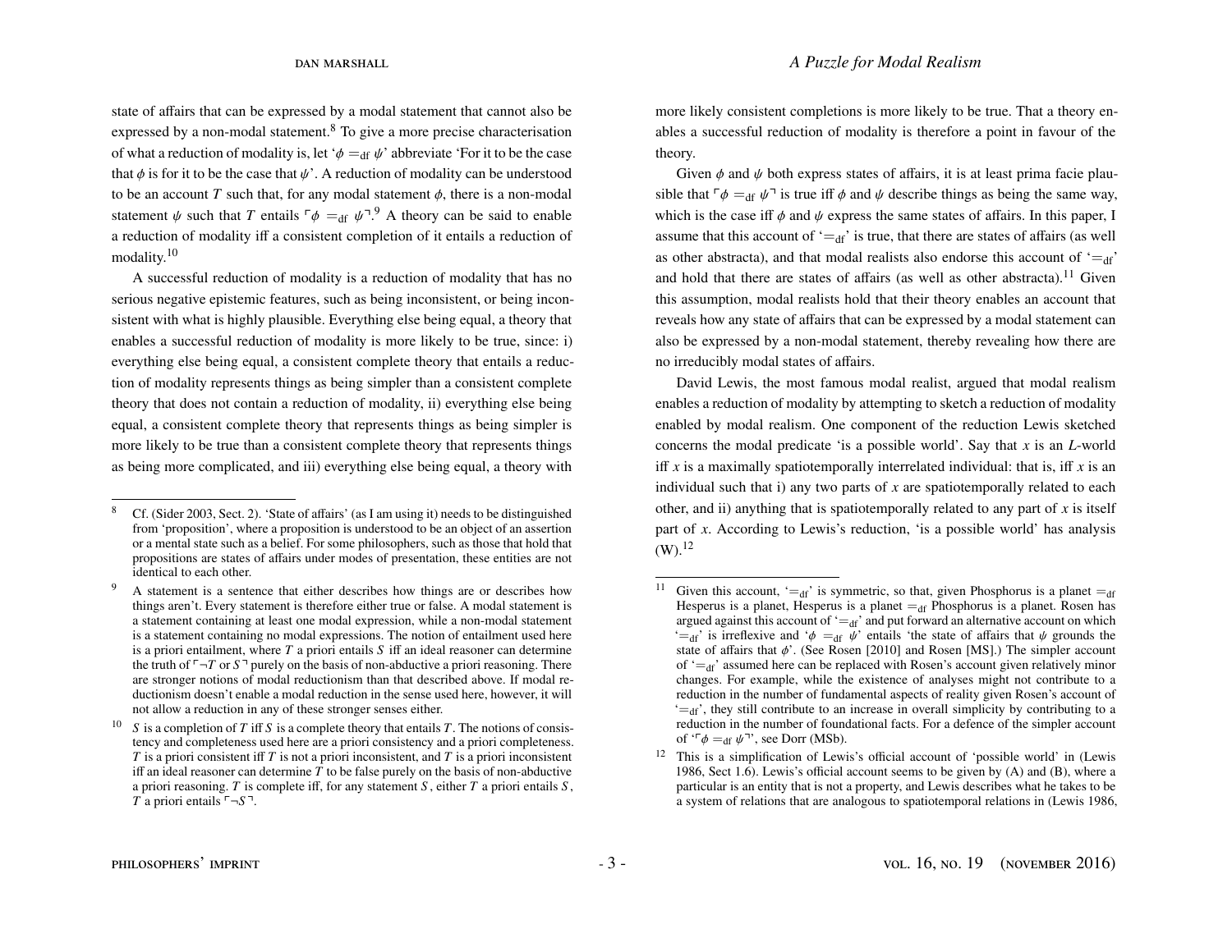state of affairs that can be expressed by a modal statement that cannot also be expressed by a non-modal statement.[8] To give a more precise characterisation of what a reduction of modality is, let '$\phi =_{\text{df}} \psi$' abbreviate 'For it to be the case that $\phi$ is for it to be the case that $\psi$'. A reduction of modality can be understood to be an account $T$ such that, for any modal statement $\phi$, there is a non-modal statement $\psi$ such that $T$ entails $\ulcorner \phi =_{\text{df}} \psi \urcorner$.[9] A theory can be said to enable a reduction of modality iff a consistent completion of it entails a reduction of modality.[10]

A successful reduction of modality is a reduction of modality that has no serious negative epistemic features, such as being inconsistent, or being inconsistent with what is highly plausible. Everything else being equal, a theory that enables a successful reduction of modality is more likely to be true, since: i) everything else being equal, a consistent complete theory that entails a reduction of modality represents things as being simpler than a consistent complete theory that does not contain a reduction of modality, ii) everything else being equal, a consistent complete theory that represents things as being simpler is more likely to be true than a consistent complete theory that represents things as being more complicated, and iii) everything else being equal, a theory with more likely consistent completions is more likely to be true. That a theory enables a successful reduction of modality is therefore a point in favour of the theory.

Given $\phi$ and $\psi$ both express states of affairs, it is at least prima facie plausible that $\ulcorner \phi =_{\text{df}} \psi \urcorner$ is true iff $\phi$ and $\psi$ describe things as being the same way, which is the case iff $\phi$ and $\psi$ express the same states of affairs. In this paper, I assume that this account of '$=_{\text{df}}$' is true, that there are states of affairs (as well as other abstracta), and that modal realists also endorse this account of '$=_{\text{df}}$' and hold that there are states of affairs (as well as other abstracta).[11] Given this assumption, modal realists hold that their theory enables an account that reveals how any state of affairs that can be expressed by a modal statement can also be expressed by a non-modal statement, thereby revealing how there are no irreducibly modal states of affairs.

David Lewis, the most famous modal realist, argued that modal realism enables a reduction of modality by attempting to sketch a reduction of modality enabled by modal realism. One component of the reduction Lewis sketched concerns the modal predicate 'is a possible world'. Say that $x$ is an *L*-world iff $x$ is a maximally spatiotemporally interrelated individual: that is, iff $x$ is an individual such that i) any two parts of $x$ are spatiotemporally related to each other, and ii) anything that is spatiotemporally related to any part of $x$ is itself part of $x$. According to Lewis's reduction, 'is a possible world' has analysis (W).[12]

---

[8] Cf. (Sider 2003, Sect. 2). 'State of affairs' (as I am using it) needs to be distinguished from 'proposition', where a proposition is understood to be an object of an assertion or a mental state such as a belief. For some philosophers, such as those that hold that propositions are states of affairs under modes of presentation, these entities are not identical to each other.

[9] A statement is a sentence that either describes how things are or describes how things aren't. Every statement is therefore either true or false. A modal statement is a statement containing at least one modal expression, while a non-modal statement is a statement containing no modal expressions. The notion of entailment used here is a priori entailment, where $T$ a priori entails $S$ iff an ideal reasoner can determine the truth of $\ulcorner \neg T$ or $S \urcorner$ purely on the basis of non-abductive a priori reasoning. There are stronger notions of modal reductionism than that described above. If modal reductionism doesn't enable a modal reduction in the sense used here, however, it will not allow a reduction in any of these stronger senses either.

[10] $S$ is a completion of $T$ iff $S$ is a complete theory that entails $T$. The notions of consistency and completeness used here are a priori consistency and a priori completeness. $T$ is a priori consistent iff $T$ is not a priori inconsistent, and $T$ is a priori inconsistent iff an ideal reasoner can determine $T$ to be false purely on the basis of non-abductive a priori reasoning. $T$ is complete iff, for any statement $S$, either $T$ a priori entails $S$, $T$ a priori entails $\ulcorner \neg S \urcorner$.

[11] Given this account, '$=_{\text{df}}$' is symmetric, so that, given Phosphorus is a planet $=_{\text{df}}$ Hesperus is a planet, Hesperus is a planet $=_{\text{df}}$ Phosphorus is a planet. Rosen has argued against this account of '$=_{\text{df}}$' and put forward an alternative account on which '$=_{\text{df}}$' is irreflexive and '$\phi =_{\text{df}} \psi$' entails 'the state of affairs that $\psi$ grounds the state of affairs that $\phi$'. (See Rosen [2010] and Rosen [MS].) The simpler account of '$=_{\text{df}}$' assumed here can be replaced with Rosen's account given relatively minor changes. For example, while the existence of analyses might not contribute to a reduction in the number of fundamental aspects of reality given Rosen's account of '$=_{\text{df}}$', they still contribute to an increase in overall simplicity by contributing to a reduction in the number of foundational facts. For a defence of the simpler account of '$\ulcorner \phi =_{\text{df}} \psi \urcorner$', see Dorr (MSb).

[12] This is a simplification of Lewis's official account of 'possible world' in (Lewis 1986, Sect 1.6). Lewis's official account seems to be given by (A) and (B), where a particular is an entity that is not a property, and Lewis describes what he takes to be a system of relations that are analogous to spatiotemporal relations in (Lewis 1986,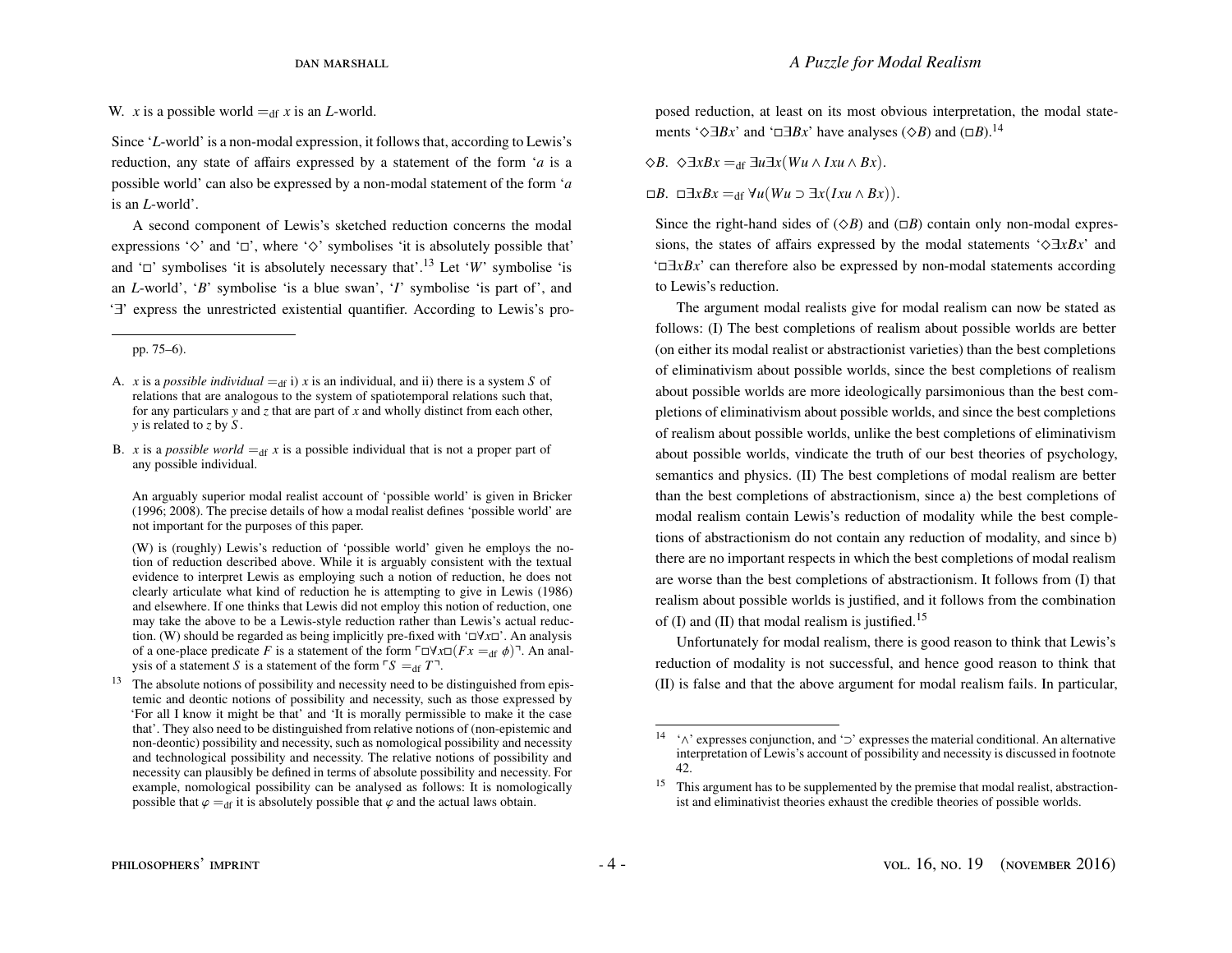W. $x$ is a possible world $=_{\text{df}}$ $x$ is an $L$-world.

Since '$L$-world' is a non-modal expression, it follows that, according to Lewis's reduction, any state of affairs expressed by a statement of the form '$a$ is a possible world' can also be expressed by a non-modal statement of the form '$a$ is an $L$-world'.

A second component of Lewis's sketched reduction concerns the modal expressions '$\Diamond$' and '$\Box$', where '$\Diamond$' symbolises 'it is absolutely possible that' and '$\Box$' symbolises 'it is absolutely necessary that'.[13] Let '$W$' symbolise 'is an $L$-world', '$B$' symbolise 'is a blue swan', '$I$' symbolise 'is part of', and '$\exists$' express the unrestricted existential quantifier. According to Lewis's proposed reduction, at least on its most obvious interpretation, the modal statements '$\Diamond\exists xBx$' and '$\Box\exists xBx$' have analyses ($\Diamond B$) and ($\Box B$).[14]

$\Diamond B$. $\Diamond\exists xBx =_{\text{df}} \exists u\exists x(Wu \wedge Ixu \wedge Bx)$.

$\Box B$. $\Box\exists xBx =_{\text{df}} \forall u(Wu \supset \exists x(Ixu \wedge Bx))$.

Since the right-hand sides of ($\Diamond B$) and ($\Box B$) contain only non-modal expressions, the states of affairs expressed by the modal statements '$\Diamond\exists xBx$' and '$\Box\exists xBx$' can therefore also be expressed by non-modal statements according to Lewis's reduction.

The argument modal realists give for modal realism can now be stated as follows: (I) The best completions of realism about possible worlds are better (on either its modal realist or abstractionist varieties) than the best completions of eliminativism about possible worlds, since the best completions of realism about possible worlds are more ideologically parsimonious than the best completions of eliminativism about possible worlds, and since the best completions of realism about possible worlds, unlike the best completions of eliminativism about possible worlds, vindicate the truth of our best theories of psychology, semantics and physics. (II) The best completions of modal realism are better than the best completions of abstractionism, since a) the best completions of modal realism contain Lewis's reduction of modality while the best completions of abstractionism do not contain any reduction of modality, and since b) there are no important respects in which the best completions of modal realism are worse than the best completions of abstractionism. It follows from (I) that realism about possible worlds is justified, and it follows from the combination of (I) and (II) that modal realism is justified.[15]

Unfortunately for modal realism, there is good reason to think that Lewis's reduction of modality is not successful, and hence good reason to think that (II) is false and that the above argument for modal realism fails. In particular,

---

pp. 75–6).

A. $x$ is a *possible individual* $=_{\text{df}}$ i) $x$ is an individual, and ii) there is a system $S$ of relations that are analogous to the system of spatiotemporal relations such that, for any particulars $y$ and $z$ that are part of $x$ and wholly distinct from each other, $y$ is related to $z$ by $S$.

B. $x$ is a *possible world* $=_{\text{df}}$ $x$ is a possible individual that is not a proper part of any possible individual.

An arguably superior modal realist account of 'possible world' is given in Bricker (1996; 2008). The precise details of how a modal realist defines 'possible world' are not important for the purposes of this paper.

(W) is (roughly) Lewis's reduction of 'possible world' given he employs the notion of reduction described above. While it is arguably consistent with the textual evidence to interpret Lewis as employing such a notion of reduction, he does not clearly articulate what kind of reduction he is attempting to give in Lewis (1986) and elsewhere. If one thinks that Lewis did not employ this notion of reduction, one may take the above to be a Lewis-style reduction rather than Lewis's actual reduction. (W) should be regarded as being implicitly pre-fixed with '$\Box\forall x\Box$'. An analysis of a one-place predicate $F$ is a statement of the form $\ulcorner\Box\forall x\Box(Fx =_{\text{df}} \phi)\urcorner$. An analysis of a statement $S$ is a statement of the form $\ulcorner S =_{\text{df}} T\urcorner$.

[13] The absolute notions of possibility and necessity need to be distinguished from epistemic and deontic notions of possibility and necessity, such as those expressed by 'For all I know it might be that' and 'It is morally permissible to make it the case that'. They also need to be distinguished from relative notions of (non-epistemic and non-deontic) possibility and necessity, such as nomological possibility and necessity and technological possibility and necessity. The relative notions of possibility and necessity can plausibly be defined in terms of absolute possibility and necessity. For example, nomological possibility can be analysed as follows: It is nomologically possible that $\varphi =_{\text{df}}$ it is absolutely possible that $\varphi$ and the actual laws obtain.

[14] '$\wedge$' expresses conjunction, and '$\supset$' expresses the material conditional. An alternative interpretation of Lewis's account of possibility and necessity is discussed in footnote 42.

[15] This argument has to be supplemented by the premise that modal realist, abstractionist and eliminativist theories exhaust the credible theories of possible worlds.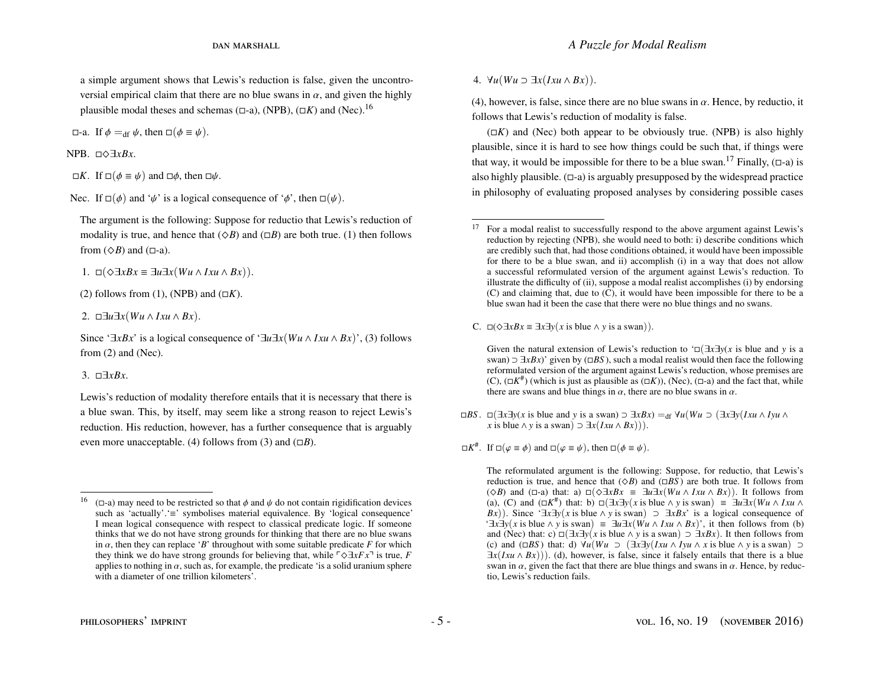a simple argument shows that Lewis's reduction is false, given the uncontroversial empirical claim that there are no blue swans in $\alpha$, and given the highly plausible modal theses and schemas ($\Box$-a), (NPB), ($\Box K$) and (Nec).[16]

$\Box$-a. If $\phi =_{\text{df}} \psi$, then $\Box(\phi \equiv \psi)$.

NPB. $\Box\Diamond\exists x Bx$.

$\Box K$. If $\Box(\phi \equiv \psi)$ and $\Box\phi$, then $\Box\psi$.

Nec. If $\Box(\phi)$ and '$\psi$' is a logical consequence of '$\phi$', then $\Box(\psi)$.

The argument is the following: Suppose for reductio that Lewis's reduction of modality is true, and hence that ($\Diamond B$) and ($\Box B$) are both true. (1) then follows from ($\Diamond B$) and ($\Box$-a).

1. $\Box(\Diamond\exists x Bx \equiv \exists u \exists x(Wu \wedge Ixu \wedge Bx))$.

(2) follows from (1), (NPB) and ($\Box K$).

2. $\Box\exists u \exists x(Wu \wedge Ixu \wedge Bx)$.

Since '$\exists x Bx$' is a logical consequence of '$\exists u \exists x(Wu \wedge Ixu \wedge Bx)$', (3) follows from (2) and (Nec).

3. $\Box\exists x Bx$.

Lewis's reduction of modality therefore entails that it is necessary that there is a blue swan. This, by itself, may seem like a strong reason to reject Lewis's reduction. His reduction, however, has a further consequence that is arguably even more unacceptable. (4) follows from (3) and ($\Box B$).

4. $\forall u(Wu \supset \exists x(Ixu \wedge Bx))$.

(4), however, is false, since there are no blue swans in $\alpha$. Hence, by reductio, it follows that Lewis's reduction of modality is false.

($\Box K$) and (Nec) both appear to be obviously true. (NPB) is also highly plausible, since it is hard to see how things could be such that, if things were that way, it would be impossible for there to be a blue swan.[17] Finally, ($\Box$-a) is also highly plausible. ($\Box$-a) is arguably presupposed by the widespread practice in philosophy of evaluating proposed analyses by considering possible cases

---

[16] ($\Box$-a) may need to be restricted so that $\phi$ and $\psi$ do not contain rigidification devices such as 'actually'. '$\equiv$' symbolises material equivalence. By 'logical consequence' I mean logical consequence with respect to classical predicate logic. If someone thinks that we do not have strong grounds for thinking that there are no blue swans in $\alpha$, then they can replace '$B$' throughout with some suitable predicate $F$ for which they think we do have strong grounds for believing that, while $\ulcorner\Diamond\exists x Fx\urcorner$ is true, $F$ applies to nothing in $\alpha$, such as, for example, the predicate 'is a solid uranium sphere with a diameter of one trillion kilometers'.

[17] For a modal realist to successfully respond to the above argument against Lewis's reduction by rejecting (NPB), she would need to both: i) describe conditions which are credibly such that, had those conditions obtained, it would have been impossible for there to be a blue swan, and ii) accomplish (i) in a way that does not allow a successful reformulated version of the argument against Lewis's reduction. To illustrate the difficulty of (ii), suppose a modal realist accomplishes (i) by endorsing (C) and claiming that, due to (C), it would have been impossible for there to be a blue swan had it been the case that there were no blue things and no swans.

C. $\Box(\Diamond\exists x Bx \equiv \exists x \exists y(x \text{ is blue} \wedge y \text{ is a swan}))$.

Given the natural extension of Lewis's reduction to '$\Box(\exists x \exists y(x \text{ is blue and } y \text{ is a swan}) \supset \exists x Bx)$' given by ($\Box BS$), such a modal realist would then face the following reformulated version of the argument against Lewis's reduction, whose premises are (C), ($\Box K^{\#}$) (which is just as plausible as ($\Box K$)), (Nec), ($\Box$-a) and the fact that, while there are swans and blue things in $\alpha$, there are no blue swans in $\alpha$.

$\Box BS$. $\Box(\exists x \exists y(x \text{ is blue and } y \text{ is a swan}) \supset \exists x Bx) =_{\text{df}} \forall u(Wu \supset (\exists x \exists y(Ixu \wedge Iyu \wedge x \text{ is blue} \wedge y \text{ is a swan}) \supset \exists x(Ixu \wedge Bx)))$.

$\Box K^{\#}$. If $\Box(\varphi \equiv \phi)$ and $\Box(\varphi \equiv \psi)$, then $\Box(\phi \equiv \psi)$.

The reformulated argument is the following: Suppose, for reductio, that Lewis's reduction is true, and hence that ($\Diamond B$) and ($\Box BS$) are both true. It follows from ($\Diamond B$) and ($\Box$-a) that: a) $\Box(\Diamond\exists x Bx \equiv \exists u \exists x(Wu \wedge Ixu \wedge Bx))$. It follows from (a), (C) and ($\Box K^{\#}$) that: b) $\Box(\exists x \exists y(x \text{ is blue} \wedge y \text{ is swan}) \equiv \exists u \exists x(Wu \wedge Ixu \wedge Bx))$. Since '$\exists x \exists y(x \text{ is blue} \wedge y \text{ is swan}) \supset \exists x Bx$' is a logical consequence of '$\exists x \exists y(x \text{ is blue} \wedge y \text{ is swan}) \equiv \exists u \exists x(Wu \wedge Ixu \wedge Bx)$', it then follows from (b) and (Nec) that: c) $\Box(\exists x \exists y(x \text{ is blue} \wedge y \text{ is a swan}) \supset \exists x Bx)$. It then follows from (c) and ($\Box BS$) that: d) $\forall u(Wu \supset (\exists x \exists y(Ixu \wedge Iyu \wedge x \text{ is blue} \wedge y \text{ is a swan}) \supset \exists x(Ixu \wedge Bx)))$. (d), however, is false, since it falsely entails that there is a blue swan in $\alpha$, given the fact that there are blue things and swans in $\alpha$. Hence, by reductio, Lewis's reduction fails.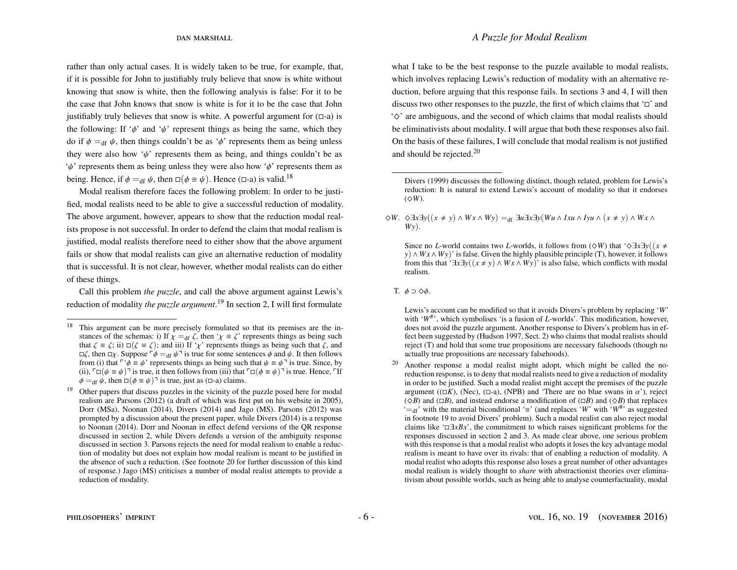rather than only actual cases. It is widely taken to be true, for example, that, if it is possible for John to justifiably truly believe that snow is white without knowing that snow is white, then the following analysis is false: For it to be the case that John knows that snow is white is for it to be the case that John justifiably truly believes that snow is white. A powerful argument for (□-a) is the following: If '$\phi$' and '$\psi$' represent things as being the same, which they do if $\phi =_{\text{df}} \psi$, then things couldn't be as '$\phi$' represents them as being unless they were also how '$\psi$' represents them as being, and things couldn't be as '$\psi$' represents them as being unless they were also how '$\phi$' represents them as being. Hence, if $\phi =_{\text{df}} \psi$, then $\Box(\phi \equiv \psi)$. Hence (□-a) is valid.[18]

Modal realism therefore faces the following problem: In order to be justified, modal realists need to be able to give a successful reduction of modality. The above argument, however, appears to show that the reduction modal realists propose is not successful. In order to defend the claim that modal realism is justified, modal realists therefore need to either show that the above argument fails or show that modal realists can give an alternative reduction of modality that is successful. It is not clear, however, whether modal realists can do either of these things.

Call this problem *the puzzle*, and call the above argument against Lewis's reduction of modality *the puzzle argument*.[19] In section 2, I will first formulate what I take to be the best response to the puzzle available to modal realists, which involves replacing Lewis's reduction of modality with an alternative reduction, before arguing that this response fails. In sections 3 and 4, I will then discuss two other responses to the puzzle, the first of which claims that '□' and '◇' are ambiguous, and the second of which claims that modal realists should be eliminativists about modality. I will argue that both these responses also fail. On the basis of these failures, I will conclude that modal realism is not justified and should be rejected.[20]

---

[18] This argument can be more precisely formulated so that its premises are the instances of the schemas: i) If $\chi =_{\text{df}} \zeta$, then '$\chi \equiv \zeta$' represents things as being such that $\zeta \equiv \zeta$; ii) $\Box(\zeta \equiv \zeta)$; and iii) If '$\chi$' represents things as being such that $\zeta$, and $\Box\zeta$, then $\Box\chi$. Suppose ⌜$\phi =_{\text{df}} \psi$⌝ is true for some sentences $\phi$ and $\psi$. It then follows from (i) that ⌜'$\phi \equiv \psi$' represents things as being such that $\psi \equiv \psi$⌝ is true. Since, by (ii), ⌜$\Box(\psi \equiv \psi)$⌝ is true, it then follows from (iii) that ⌜$\Box(\phi \equiv \psi)$⌝ is true. Hence, ⌜If $\phi =_{\text{df}} \psi$, then $\Box(\phi \equiv \psi)$⌝ is true, just as (□-a) claims.

[19] Other papers that discuss puzzles in the vicinity of the puzzle posed here for modal realism are Parsons (2012) (a draft of which was first put on his website in 2005), Dorr (MSa), Noonan (2014), Divers (2014) and Jago (MS). Parsons (2012) was prompted by a discussion about the present paper, while Divers (2014) is a response to Noonan (2014). Dorr and Noonan in effect defend versions of the QR response discussed in section 2, while Divers defends a version of the ambiguity response discussed in section 3. Parsons rejects the need for modal realism to enable a reduction of modality but does not explain how modal realism is meant to be justified in the absence of such a reduction. (See footnote 20 for further discussion of this kind of response.) Jago (MS) criticises a number of modal realist attempts to provide a reduction of modality.

Divers (1999) discusses the following distinct, though related, problem for Lewis's reduction: It is natural to extend Lewis's account of modality so that it endorses (◇*W*).

◇*W*. $\Diamond\exists x\exists y((x \neq y) \wedge Wx \wedge Wy) =_{\text{df}} \exists u\exists x\exists y(Wu \wedge Ixu \wedge Iyu \wedge (x \neq y) \wedge Wx \wedge Wy)$.

Since no *L*-world contains two *L*-worlds, it follows from (◇*W*) that '$\Diamond\exists x\exists y((x \neq y) \wedge Wx \wedge Wy)$' is false. Given the highly plausible principle (T), however, it follows from this that '$\exists x\exists y((x \neq y) \wedge Wx \wedge Wy)$' is also false, which conflicts with modal realism.

T. $\phi \supset \Diamond\phi$.

Lewis's account can be modified so that it avoids Divers's problem by replacing '*W*' with '$W^{\#}$', which symbolises 'is a fusion of *L*-worlds'. This modification, however, does not avoid the puzzle argument. Another response to Divers's problem has in effect been suggested by (Hudson 1997, Sect. 2) who claims that modal realists should reject (T) and hold that some true propositions are necessary falsehoods (though no actually true propositions are necessary falsehoods).

[20] Another response a modal realist might adopt, which might be called the no-reduction response, is to deny that modal realists need to give a reduction of modality in order to be justified. Such a modal realist might accept the premises of the puzzle argument ((□*K*), (Nec), (□-a), (NPB) and 'There are no blue swans in $\alpha$'), reject (◇*B*) and (□*B*), and instead endorse a modification of (□*B*) and (◇*B*) that replaces '$=_{\text{df}}$' with the material biconditional '≡' (and replaces '*W*' with '$W^{\#}$' as suggested in footnote 19 to avoid Divers' problem). Such a modal realist can also reject modal claims like '$\Box\exists xBx$', the commitment to which raises significant problems for the responses discussed in section 2 and 3. As made clear above, one serious problem with this response is that a modal realist who adopts it loses the key advantage modal realism is meant to have over its rivals: that of enabling a reduction of modality. A modal realist who adopts this response also loses a great number of other advantages modal realism is widely thought to *share* with abstractionist theories over eliminativism about possible worlds, such as being able to analyse counterfactuality, modal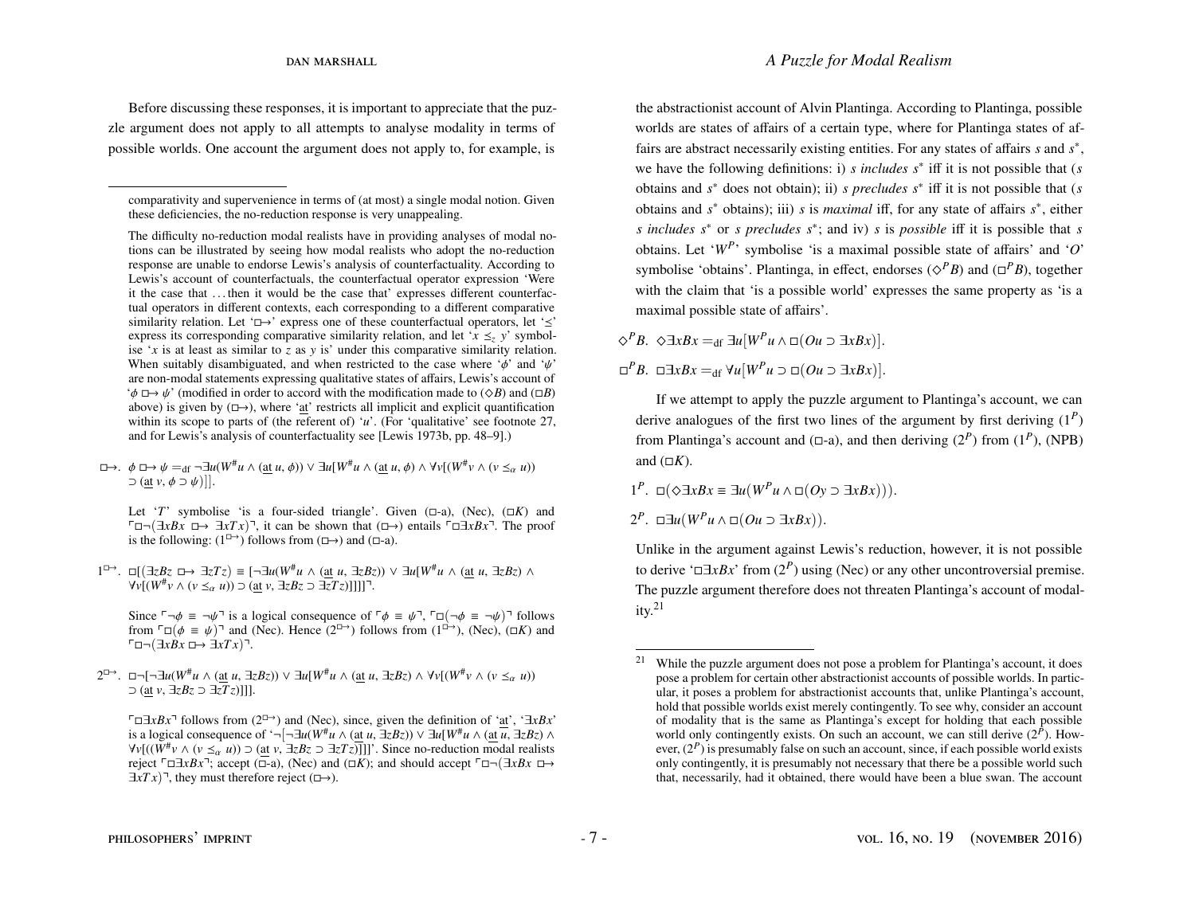Before discussing these responses, it is important to appreciate that the puzzle argument does not apply to all attempts to analyse modality in terms of possible worlds. One account the argument does not apply to, for example, is

comparativity and supervenience in terms of (at most) a single modal notion. Given these deficiencies, the no-reduction response is very unappealing.

The difficulty no-reduction modal realists have in providing analyses of modal notions can be illustrated by seeing how modal realists who adopt the no-reduction response are unable to endorse Lewis's analysis of counterfactuality. According to Lewis's account of counterfactuals, the counterfactual operator expression 'Were it the case that ... then it would be the case that' expresses different counterfactual operators in different contexts, each corresponding to a different comparative similarity relation. Let '$\Box\!\!\rightarrow$' express one of these counterfactual operators, let '$\leq$' express its corresponding comparative similarity relation, and let '$x \leq_z y$' symbolise '$x$ is at least as similar to $z$ as $y$ is' under this comparative similarity relation. When suitably disambiguated, and when restricted to the case where '$\phi$' and '$\psi$' are non-modal statements expressing qualitative states of affairs, Lewis's account of '$\phi \Box\!\!\rightarrow \psi$' (modified in order to accord with the modification made to ($\Diamond B$) and ($\Box B$) above) is given by ($\Box\!\!\rightarrow$), where '$\underline{\text{at}}$' restricts all implicit and explicit quantification within its scope to parts of (the referent of) '$u$'. (For 'qualitative' see footnote 27, and for Lewis's analysis of counterfactuality see [Lewis 1973b, pp. 48–9].)

$\Box\!\!\rightarrow$. $\phi \Box\!\!\rightarrow \psi =_{\text{df}} \neg\exists u(W^{\#}u \wedge (\underline{\text{at}}\ u, \phi)) \vee \exists u[W^{\#}u \wedge (\underline{\text{at}}\ u, \phi) \wedge \forall v[(W^{\#}v \wedge (v \leq_{\alpha} u)) \supset (\underline{\text{at}}\ v, \phi \supset \psi)]]$.

Let '$T$' symbolise 'is a four-sided triangle'. Given ($\Box$-a), (Nec), ($\Box K$) and $\ulcorner\Box\neg(\exists xBx \Box\!\!\rightarrow \exists xTx)\urcorner$, it can be shown that ($\Box\!\!\rightarrow$) entails $\ulcorner\Box\exists xBx\urcorner$. The proof is the following: ($1^{\Box\rightarrow}$) follows from ($\Box\!\!\rightarrow$) and ($\Box$-a).

$1^{\Box\rightarrow}$. $\Box[(\exists zBz \Box\!\!\rightarrow \exists zTz) \equiv [\neg\exists u(W^{\#}u \wedge (\underline{\text{at}}\ u, \exists zBz)) \vee \exists u[W^{\#}u \wedge (\underline{\text{at}}\ u, \exists zBz) \wedge \forall v[(W^{\#}v \wedge (v \leq_{\alpha} u)) \supset (\underline{\text{at}}\ v, \exists zBz \supset \exists zTz)]]]]$.

Since $\ulcorner\neg\phi \equiv \neg\psi\urcorner$ is a logical consequence of $\ulcorner\phi \equiv \psi\urcorner$, $\ulcorner\Box(\neg\phi \equiv \neg\psi)\urcorner$ follows from $\ulcorner\Box(\phi \equiv \psi)\urcorner$ and (Nec). Hence ($2^{\Box\rightarrow}$) follows from ($1^{\Box\rightarrow}$), (Nec), ($\Box K$) and $\ulcorner\Box\neg(\exists xBx \Box\!\!\rightarrow \exists xTx)\urcorner$.

$2^{\Box\rightarrow}$. $\Box\neg[\neg\exists u(W^{\#}u \wedge (\underline{\text{at}}\ u, \exists zBz)) \vee \exists u[W^{\#}u \wedge (\underline{\text{at}}\ u, \exists zBz) \wedge \forall v[(W^{\#}v \wedge (v \leq_{\alpha} u)) \supset (\underline{\text{at}}\ v, \exists zBz \supset \exists zTz)]]]$.

$\ulcorner\Box\exists xBx\urcorner$ follows from ($2^{\Box\rightarrow}$) and (Nec), since, given the definition of '$\underline{\text{at}}$', '$\exists xBx$' is a logical consequence of '$\neg[\neg\exists u(W^{\#}u \wedge (\underline{\text{at}}\ u, \exists zBz)) \vee \exists u[W^{\#}u \wedge (\underline{\text{at}}\ u, \exists zBz) \wedge \forall v[((W^{\#}v \wedge (v \leq_{\alpha} u)) \supset (\underline{\text{at}}\ v, \exists zBz \supset \exists zTz)]]]$'. Since no-reduction modal realists reject $\ulcorner\Box\exists xBx\urcorner$; accept ($\Box$-a), (Nec) and ($\Box K$); and should accept $\ulcorner\Box\neg(\exists xBx \Box\!\!\rightarrow \exists xTx)\urcorner$, they must therefore reject ($\Box\!\!\rightarrow$).

the abstractionist account of Alvin Plantinga. According to Plantinga, possible worlds are states of affairs of a certain type, where for Plantinga states of affairs are abstract necessarily existing entities. For any states of affairs $s$ and $s^*$, we have the following definitions: i) *$s$ includes $s^*$* iff it is not possible that ($s$ obtains and $s^*$ does not obtain); ii) *$s$ precludes $s^*$* iff it is not possible that ($s$ obtains and $s^*$ obtains); iii) $s$ is *maximal* iff, for any state of affairs $s^*$, either *$s$ includes $s^*$* or *$s$ precludes $s^*$*; and iv) $s$ is *possible* iff it is possible that $s$ obtains. Let '$W^P$' symbolise 'is a maximal possible state of affairs' and '$O$' symbolise 'obtains'. Plantinga, in effect, endorses ($\Diamond^P B$) and ($\Box^P B$), together with the claim that 'is a possible world' expresses the same property as 'is a maximal possible state of affairs'.

$\Diamond^P B$. $\Diamond\exists xBx =_{\text{df}} \exists u[W^P u \wedge \Box(Ou \supset \exists xBx)]$.

$\Box^P B$. $\Box\exists xBx =_{\text{df}} \forall u[W^P u \supset \Box(Ou \supset \exists xBx)]$.

If we attempt to apply the puzzle argument to Plantinga's account, we can derive analogues of the first two lines of the argument by first deriving ($1^P$) from Plantinga's account and ($\Box$-a), and then deriving ($2^P$) from ($1^P$), (NPB) and ($\Box K$).

$1^P$. $\Box(\Diamond\exists xBx \equiv \exists u(W^P u \wedge \Box(Oy \supset \exists xBx)))$.

$2^P$. $\Box\exists u(W^P u \wedge \Box(Ou \supset \exists xBx))$.

Unlike in the argument against Lewis's reduction, however, it is not possible to derive '$\Box\exists xBx$' from ($2^P$) using (Nec) or any other uncontroversial premise. The puzzle argument therefore does not threaten Plantinga's account of modality.[21]

[21] While the puzzle argument does not pose a problem for Plantinga's account, it does pose a problem for certain other abstractionist accounts of possible worlds. In particular, it poses a problem for abstractionist accounts that, unlike Plantinga's account, hold that possible worlds exist merely contingently. To see why, consider an account of modality that is the same as Plantinga's except for holding that each possible world only contingently exists. On such an account, we can still derive ($2^P$). However, ($2^P$) is presumably false on such an account, since, if each possible world exists only contingently, it is presumably not necessary that there be a possible world such that, necessarily, had it obtained, there would have been a blue swan. The account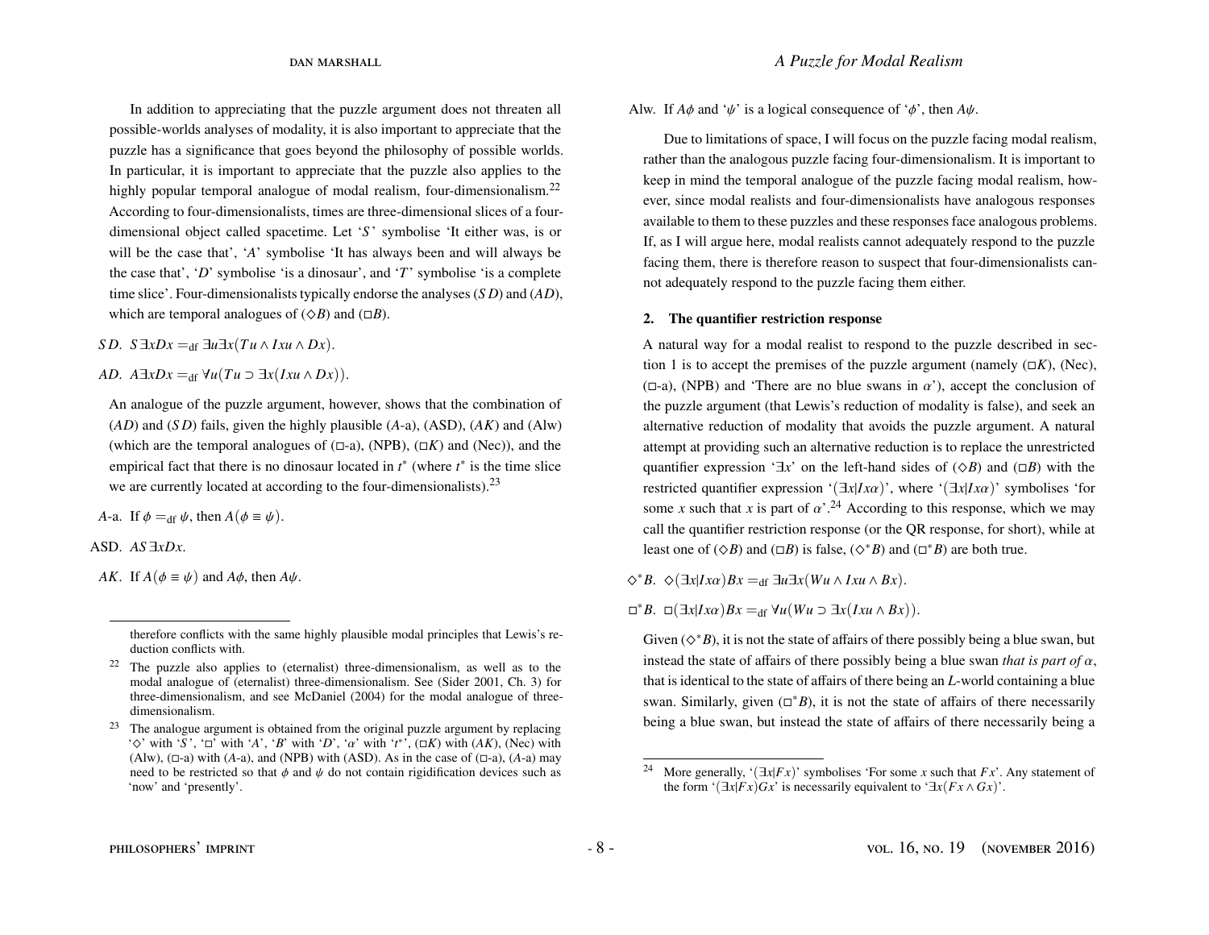In addition to appreciating that the puzzle argument does not threaten all possible-worlds analyses of modality, it is also important to appreciate that the puzzle has a significance that goes beyond the philosophy of possible worlds. In particular, it is important to appreciate that the puzzle also applies to the highly popular temporal analogue of modal realism, four-dimensionalism.[22] According to four-dimensionalists, times are three-dimensional slices of a four-dimensional object called spacetime. Let '$S$' symbolise 'It either was, is or will be the case that', '$A$' symbolise 'It has always been and will always be the case that', '$D$' symbolise 'is a dinosaur', and '$T$' symbolise 'is a complete time slice'. Four-dimensionalists typically endorse the analyses ($SD$) and ($AD$), which are temporal analogues of ($\Diamond B$) and ($\Box B$).

$SD$. $S\exists xDx =_{\text{df}} \exists u\exists x(Tu \wedge Ixu \wedge Dx)$.

$AD$. $A\exists xDx =_{\text{df}} \forall u(Tu \supset \exists x(Ixu \wedge Dx))$.

An analogue of the puzzle argument, however, shows that the combination of ($AD$) and ($SD$) fails, given the highly plausible ($A$-a), (ASD), ($AK$) and (Alw) (which are the temporal analogues of ($\Box$-a), (NPB), ($\Box K$) and (Nec)), and the empirical fact that there is no dinosaur located in $t^*$ (where $t^*$ is the time slice we are currently located at according to the four-dimensionalists).[23]

$A$-a. If $\phi =_{\text{df}} \psi$, then $A(\phi \equiv \psi)$.

ASD. $AS\exists xDx$.

$AK$. If $A(\phi \equiv \psi)$ and $A\phi$, then $A\psi$.

Alw. If $A\phi$ and '$\psi$' is a logical consequence of '$\phi$', then $A\psi$.

Due to limitations of space, I will focus on the puzzle facing modal realism, rather than the analogous puzzle facing four-dimensionalism. It is important to keep in mind the temporal analogue of the puzzle facing modal realism, however, since modal realists and four-dimensionalists have analogous responses available to them to these puzzles and these responses face analogous problems. If, as I will argue here, modal realists cannot adequately respond to the puzzle facing them, there is therefore reason to suspect that four-dimensionalists cannot adequately respond to the puzzle facing them either.

## 2. The quantifier restriction response

A natural way for a modal realist to respond to the puzzle described in section 1 is to accept the premises of the puzzle argument (namely ($\Box K$), (Nec), ($\Box$-a), (NPB) and 'There are no blue swans in $\alpha$'), accept the conclusion of the puzzle argument (that Lewis's reduction of modality is false), and seek an alternative reduction of modality that avoids the puzzle argument. A natural attempt at providing such an alternative reduction is to replace the unrestricted quantifier expression '$\exists x$' on the left-hand sides of ($\Diamond B$) and ($\Box B$) with the restricted quantifier expression '$(\exists x|Ix\alpha)$', where '$(\exists x|Ix\alpha)$' symbolises 'for some $x$ such that $x$ is part of $\alpha$'.[24] According to this response, which we may call the quantifier restriction response (or the QR response, for short), while at least one of ($\Diamond B$) and ($\Box B$) is false, ($\Diamond^* B$) and ($\Box^* B$) are both true.

$\Diamond^* B$. $\Diamond(\exists x|Ix\alpha)Bx =_{\text{df}} \exists u\exists x(Wu \wedge Ixu \wedge Bx)$.

$\Box^* B$. $\Box(\exists x|Ix\alpha)Bx =_{\text{df}} \forall u(Wu \supset \exists x(Ixu \wedge Bx))$.

Given ($\Diamond^* B$), it is not the state of affairs of there possibly being a blue swan, but instead the state of affairs of there possibly being a blue swan *that is part of* $\alpha$, that is identical to the state of affairs of there being an $L$-world containing a blue swan. Similarly, given ($\Box^* B$), it is not the state of affairs of there necessarily being a blue swan, but instead the state of affairs of there necessarily being a

therefore conflicts with the same highly plausible modal principles that Lewis's reduction conflicts with.

[22] The puzzle also applies to (eternalist) three-dimensionalism, as well as to the modal analogue of (eternalist) three-dimensionalism. See (Sider 2001, Ch. 3) for three-dimensionalism, and see McDaniel (2004) for the modal analogue of three-dimensionalism.

[23] The analogue argument is obtained from the original puzzle argument by replacing '$\Diamond$' with '$S$', '$\Box$' with '$A$', '$B$' with '$D$', '$\alpha$' with '$t^*$', ($\Box K$) with ($AK$), (Nec) with (Alw), ($\Box$-a) with ($A$-a), and (NPB) with (ASD). As in the case of ($\Box$-a), ($A$-a) may need to be restricted so that $\phi$ and $\psi$ do not contain rigidification devices such as 'now' and 'presently'.

[24] More generally, '$(\exists x|Fx)$' symbolises 'For some $x$ such that $Fx$'. Any statement of the form '$(\exists x|Fx)Gx$' is necessarily equivalent to '$\exists x(Fx \wedge Gx)$'.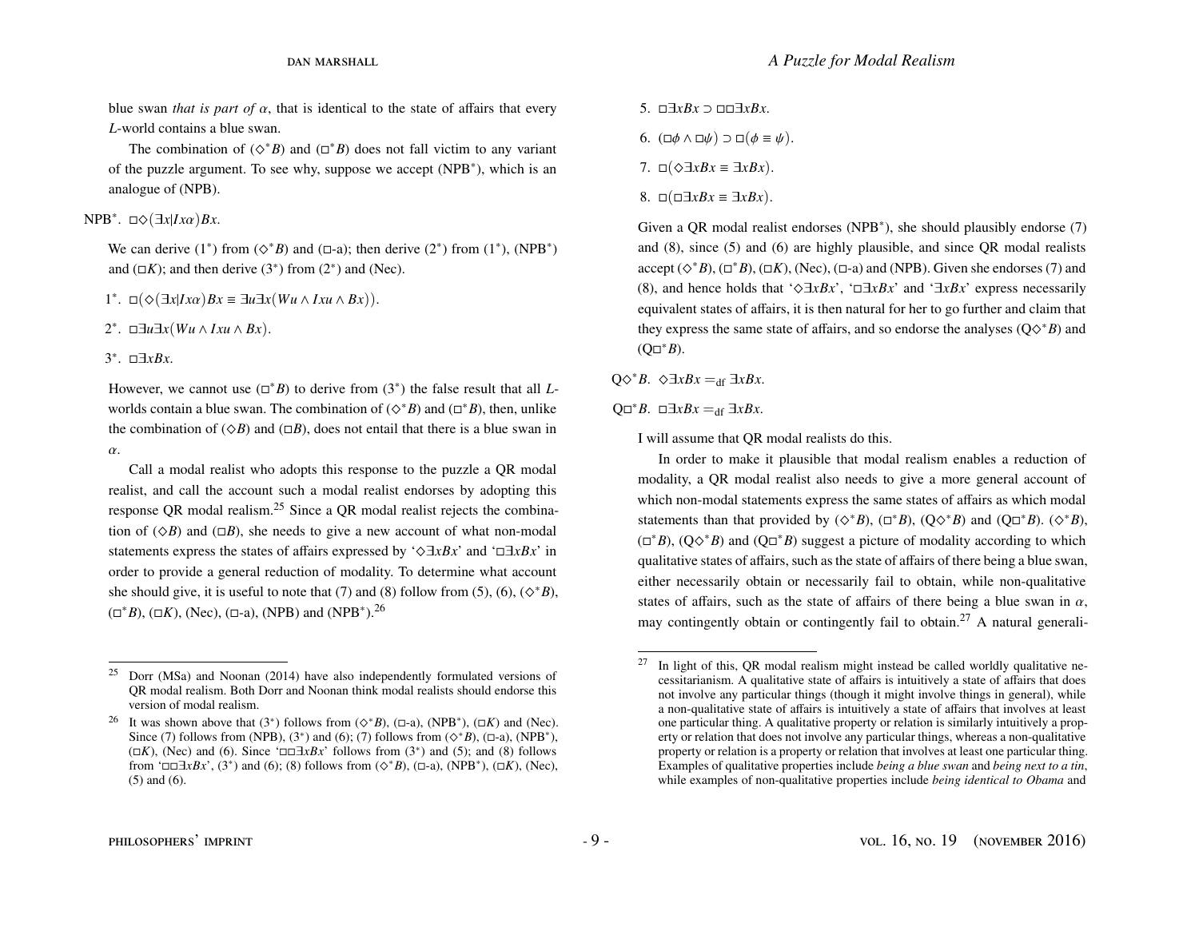blue swan *that is part of* $\alpha$, that is identical to the state of affairs that every $L$-world contains a blue swan.

The combination of ($\Diamond^* B$) and ($\Box^* B$) does not fall victim to any variant of the puzzle argument. To see why, suppose we accept (NPB$^*$), which is an analogue of (NPB).

NPB$^*$. $\Box\Diamond(\exists x|Ix\alpha)Bx$.

We can derive (1$^*$) from ($\Diamond^* B$) and ($\Box$-a); then derive (2$^*$) from (1$^*$), (NPB$^*$) and ($\Box K$); and then derive (3$^*$) from (2$^*$) and (Nec).

1$^*$. $\Box(\Diamond(\exists x|Ix\alpha)Bx \equiv \exists u\exists x(Wu \wedge Ixu \wedge Bx))$.

2$^*$. $\Box\exists u\exists x(Wu \wedge Ixu \wedge Bx)$.

3$^*$. $\Box\exists xBx$.

However, we cannot use ($\Box^* B$) to derive from (3$^*$) the false result that all $L$-worlds contain a blue swan. The combination of ($\Diamond^* B$) and ($\Box^* B$), then, unlike the combination of ($\Diamond B$) and ($\Box B$), does not entail that there is a blue swan in $\alpha$.

Call a modal realist who adopts this response to the puzzle a QR modal realist, and call the account such a modal realist endorses by adopting this response QR modal realism.[25] Since a QR modal realist rejects the combination of ($\Diamond B$) and ($\Box B$), she needs to give a new account of what non-modal statements express the states of affairs expressed by '$\Diamond\exists xBx$' and '$\Box\exists xBx$' in order to provide a general reduction of modality. To determine what account she should give, it is useful to note that (7) and (8) follow from (5), (6), ($\Diamond^* B$), ($\Box^* B$), ($\Box K$), (Nec), ($\Box$-a), (NPB) and (NPB$^*$).[26]

5. $\Box\exists xBx \supset \Box\Box\exists xBx$.

6. $(\Box\phi \wedge \Box\psi) \supset \Box(\phi \equiv \psi)$.

7. $\Box(\Diamond\exists xBx \equiv \exists xBx)$.

8. $\Box(\Box\exists xBx \equiv \exists xBx)$.

Given a QR modal realist endorses (NPB$^*$), she should plausibly endorse (7) and (8), since (5) and (6) are highly plausible, and since QR modal realists accept ($\Diamond^* B$), ($\Box^* B$), ($\Box K$), (Nec), ($\Box$-a) and (NPB). Given she endorses (7) and (8), and hence holds that '$\Diamond\exists xBx$', '$\Box\exists xBx$' and '$\exists xBx$' express necessarily equivalent states of affairs, it is then natural for her to go further and claim that they express the same state of affairs, and so endorse the analyses (Q$\Diamond^* B$) and (Q$\Box^* B$).

Q$\Diamond^* B$. $\Diamond\exists xBx =_{\text{df}} \exists xBx$.

Q$\Box^* B$. $\Box\exists xBx =_{\text{df}} \exists xBx$.

I will assume that QR modal realists do this.

In order to make it plausible that modal realism enables a reduction of modality, a QR modal realist also needs to give a more general account of which non-modal statements express the same states of affairs as which modal statements than that provided by ($\Diamond^* B$), ($\Box^* B$), (Q$\Diamond^* B$) and (Q$\Box^* B$). ($\Diamond^* B$), ($\Box^* B$), (Q$\Diamond^* B$) and (Q$\Box^* B$) suggest a picture of modality according to which qualitative states of affairs, such as the state of affairs of there being a blue swan, either necessarily obtain or necessarily fail to obtain, while non-qualitative states of affairs, such as the state of affairs of there being a blue swan in $\alpha$, may contingently obtain or contingently fail to obtain.[27] A natural generali-

---

[25] Dorr (MSa) and Noonan (2014) have also independently formulated versions of QR modal realism. Both Dorr and Noonan think modal realists should endorse this version of modal realism.

[26] It was shown above that (3$^*$) follows from ($\Diamond^* B$), ($\Box$-a), (NPB$^*$), ($\Box K$) and (Nec). Since (7) follows from (NPB), (3$^*$) and (6); (7) follows from ($\Diamond^* B$), ($\Box$-a), (NPB$^*$), ($\Box K$), (Nec) and (6). Since '$\Box\Box\exists xBx$' follows from (3$^*$) and (5); and (8) follows from '$\Box\Box\exists xBx$', (3$^*$) and (6); (8) follows from ($\Diamond^* B$), ($\Box$-a), (NPB$^*$), ($\Box K$), (Nec), (5) and (6).

[27] In light of this, QR modal realism might instead be called worldly qualitative necessitarianism. A qualitative state of affairs is intuitively a state of affairs that does not involve any particular things (though it might involve things in general), while a non-qualitative state of affairs is intuitively a state of affairs that involves at least one particular thing. A qualitative property or relation is similarly intuitively a property or relation that does not involve any particular things, whereas a non-qualitative property or relation is a property or relation that involves at least one particular thing. Examples of qualitative properties include *being a blue swan* and *being next to a tin*, while examples of non-qualitative properties include *being identical to Obama* and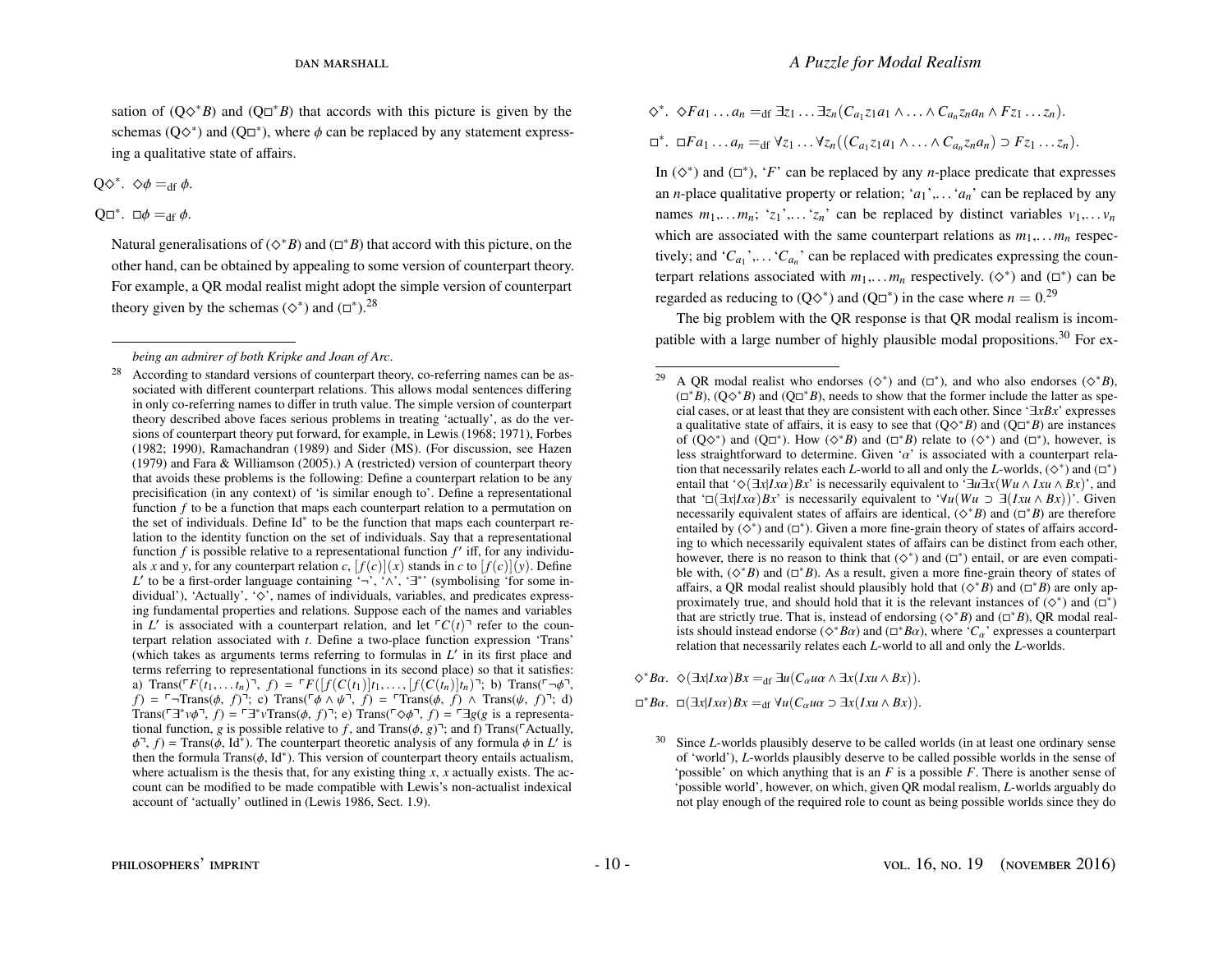sation of (Q$\Diamond^*B$) and (Q$\Box^*B$) that accords with this picture is given by the schemas (Q$\Diamond^*$) and (Q$\Box^*$), where $\phi$ can be replaced by any statement expressing a qualitative state of affairs.

Q$\Diamond^*$. $\Diamond\phi =_{\text{df}} \phi$.

Q$\Box^*$. $\Box\phi =_{\text{df}} \phi$.

Natural generalisations of ($\Diamond^*B$) and ($\Box^*B$) that accord with this picture, on the other hand, can be obtained by appealing to some version of counterpart theory. For example, a QR modal realist might adopt the simple version of counterpart theory given by the schemas ($\Diamond^*$) and ($\Box^*$).[28]

$\Diamond^*$. $\Diamond Fa_1 \ldots a_n =_{\text{df}} \exists z_1 \ldots \exists z_n(C_{a_1}z_1a_1 \wedge \ldots \wedge C_{a_n}z_na_n \wedge Fz_1 \ldots z_n)$.

$\Box^*$. $\Box Fa_1 \ldots a_n =_{\text{df}} \forall z_1 \ldots \forall z_n((C_{a_1}z_1a_1 \wedge \ldots \wedge C_{a_n}z_na_n) \supset Fz_1 \ldots z_n)$.

In ($\Diamond^*$) and ($\Box^*$), '$F$' can be replaced by any $n$-place predicate that expresses an $n$-place qualitative property or relation; '$a_1$',… '$a_n$' can be replaced by any names $m_1$,… $m_n$; '$z_1$',… '$z_n$' can be replaced by distinct variables $v_1$,… $v_n$ which are associated with the same counterpart relations as $m_1$,… $m_n$ respectively; and '$C_{a_1}$',… '$C_{a_n}$' can be replaced with predicates expressing the counterpart relations associated with $m_1$,… $m_n$ respectively. ($\Diamond^*$) and ($\Box^*$) can be regarded as reducing to (Q$\Diamond^*$) and (Q$\Box^*$) in the case where $n = 0$.[29]

The big problem with the QR response is that QR modal realism is incompatible with a large number of highly plausible modal propositions.[30] For ex-

---

*being an admirer of both Kripke and Joan of Arc.*

[28] According to standard versions of counterpart theory, co-referring names can be associated with different counterpart relations. This allows modal sentences differing in only co-referring names to differ in truth value. The simple version of counterpart theory described above faces serious problems in treating 'actually', as do the versions of counterpart theory put forward, for example, in Lewis (1968; 1971), Forbes (1982; 1990), Ramachandran (1989) and Sider (MS). (For discussion, see Hazen (1979) and Fara & Williamson (2005).) A (restricted) version of counterpart theory that avoids these problems is the following: Define a counterpart relation to be any precisification (in any context) of 'is similar enough to'. Define a representational function $f$ to be a function that maps each counterpart relation to a permutation on the set of individuals. Define Id$^*$ to be the function that maps each counterpart relation to the identity function on the set of individuals. Say that a representational function $f$ is possible relative to a representational function $f'$ iff, for any individuals $x$ and $y$, for any counterpart relation $c$, $[f(c)](x)$ stands in $c$ to $[f(c)](y)$. Define $L'$ to be a first-order language containing '$\neg$', '$\wedge$', '$\exists^*$' (symbolising 'for some individual'), 'Actually', '$\Diamond$', names of individuals, variables, and predicates expressing fundamental properties and relations. Suppose each of the names and variables in $L'$ is associated with a counterpart relation, and let $\ulcorner C(t)\urcorner$ refer to the counterpart relation associated with $t$. Define a two-place function expression 'Trans' (which takes as arguments terms referring to formulas in $L'$ in its first place and terms referring to representational functions in its second place) so that it satisfies: a) Trans($\ulcorner F(t_1, \ldots t_n)\urcorner$, $f$) = $\ulcorner F([f(C(t_1)]t_1, \ldots, [f(C(t_n)]t_n)\urcorner$; b) Trans($\ulcorner\neg\phi\urcorner$, $f$) = $\ulcorner\neg$Trans($\phi$, $f$)$\urcorner$; c) Trans($\ulcorner\phi \wedge \psi\urcorner$, $f$) = $\ulcorner$Trans($\phi$, $f$) $\wedge$ Trans($\psi$, $f$)$\urcorner$; d) Trans($\ulcorner\exists^* v\phi\urcorner$, $f$) = $\ulcorner\exists^* v$Trans($\phi$, $f$)$\urcorner$; e) Trans($\ulcorner\Diamond\phi\urcorner$, $f$) = $\ulcorner\exists g$($g$ is a representational function, $g$ is possible relative to $f$, and Trans($\phi$, $g$)$\urcorner$; and f) Trans($\ulcorner$Actually, $\phi\urcorner$, $f$) = Trans($\phi$, Id$^*$). The counterpart theoretic analysis of any formula $\phi$ in $L'$ is then the formula Trans($\phi$, Id$^*$). This version of counterpart theory entails actualism, where actualism is the thesis that, for any existing thing $x$, $x$ actually exists. The account can be modified to be made compatible with Lewis's non-actualist indexical account of 'actually' outlined in (Lewis 1986, Sect. 1.9).

[29] A QR modal realist who endorses ($\Diamond^*$) and ($\Box^*$), and who also endorses ($\Diamond^*B$), ($\Box^*B$), (Q$\Diamond^*B$) and (Q$\Box^*B$), needs to show that the former include the latter as special cases, or at least that they are consistent with each other. Since '$\exists xBx$' expresses a qualitative state of affairs, it is easy to see that (Q$\Diamond^*B$) and (Q$\Box^*B$) are instances of (Q$\Diamond^*$) and (Q$\Box^*$). How ($\Diamond^*B$) and ($\Box^*B$) relate to ($\Diamond^*$) and ($\Box^*$), however, is less straightforward to determine. Given '$\alpha$' is associated with a counterpart relation that necessarily relates each $L$-world to all and only the $L$-worlds, ($\Diamond^*$) and ($\Box^*$) entail that '$\Diamond(\exists x|Ix\alpha)Bx$' is necessarily equivalent to '$\exists u\exists x(Wu \wedge Ixu \wedge Bx)$', and that '$\Box(\exists x|Ix\alpha)Bx$' is necessarily equivalent to '$\forall u(Wu \supset \exists(Ixu \wedge Bx))$'. Given necessarily equivalent states of affairs are identical, ($\Diamond^*B$) and ($\Box^*B$) are therefore entailed by ($\Diamond^*$) and ($\Box^*$). Given a more fine-grain theory of states of affairs according to which necessarily equivalent states of affairs can be distinct from each other, however, there is no reason to think that ($\Diamond^*$) and ($\Box^*$) entail, or are even compatible with, ($\Diamond^*B$) and ($\Box^*B$). As a result, given a more fine-grain theory of states of affairs, a QR modal realist should plausibly hold that ($\Diamond^*B$) and ($\Box^*B$) are only approximately true, and should hold that it is the relevant instances of ($\Diamond^*$) and ($\Box^*$) that are strictly true. That is, instead of endorsing ($\Diamond^*B$) and ($\Box^*B$), QR modal realists should instead endorse ($\Diamond^*B\alpha$) and ($\Box^*B\alpha$), where '$C_\alpha$' expresses a counterpart relation that necessarily relates each $L$-world to all and only the $L$-worlds.

$\Diamond^*B\alpha$. $\Diamond(\exists x|Ix\alpha)Bx =_{\text{df}} \exists u(C_\alpha u\alpha \wedge \exists x(Ixu \wedge Bx))$.

$\Box^*B\alpha$. $\Box(\exists x|Ix\alpha)Bx =_{\text{df}} \forall u(C_\alpha u\alpha \supset \exists x(Ixu \wedge Bx))$.

[30] Since $L$-worlds plausibly deserve to be called worlds (in at least one ordinary sense of 'world'), $L$-worlds plausibly deserve to be called possible worlds in the sense of 'possible' on which anything that is an $F$ is a possible $F$. There is another sense of 'possible world', however, on which, given QR modal realism, $L$-worlds arguably do not play enough of the required role to count as being possible worlds since they do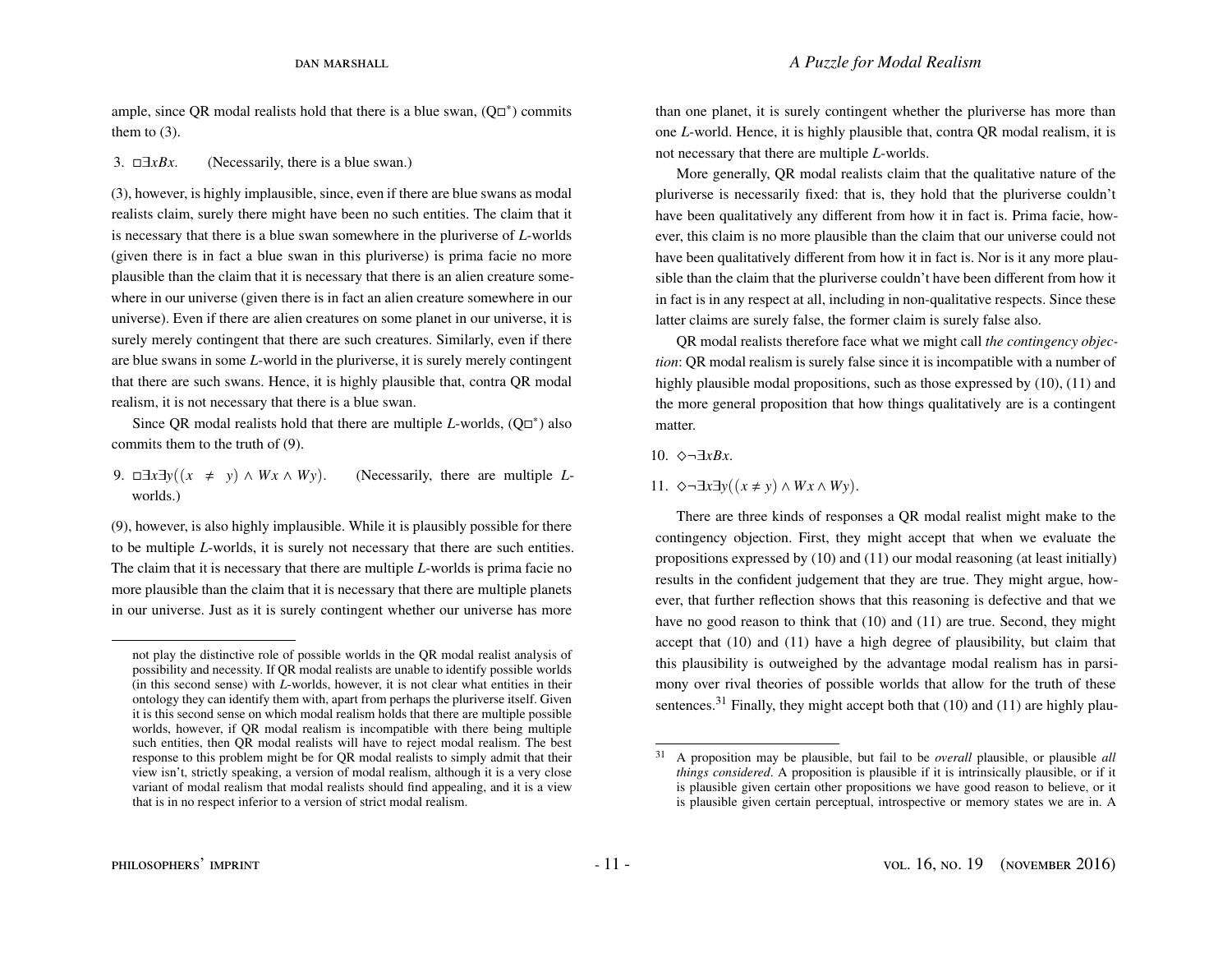ample, since QR modal realists hold that there is a blue swan, (Q$\Box^*$) commits them to (3).

3. $\Box\exists x Bx$. (Necessarily, there is a blue swan.)

(3), however, is highly implausible, since, even if there are blue swans as modal realists claim, surely there might have been no such entities. The claim that it is necessary that there is a blue swan somewhere in the pluriverse of *L*-worlds (given there is in fact a blue swan in this pluriverse) is prima facie no more plausible than the claim that it is necessary that there is an alien creature somewhere in our universe (given there is in fact an alien creature somewhere in our universe). Even if there are alien creatures on some planet in our universe, it is surely merely contingent that there are such creatures. Similarly, even if there are blue swans in some *L*-world in the pluriverse, it is surely merely contingent that there are such swans. Hence, it is highly plausible that, contra QR modal realism, it is not necessary that there is a blue swan.

Since QR modal realists hold that there are multiple *L*-worlds, (Q$\Box^*$) also commits them to the truth of (9).

9. $\Box\exists x\exists y((x \neq y) \wedge Wx \wedge Wy)$. (Necessarily, there are multiple *L*-worlds.)

(9), however, is also highly implausible. While it is plausibly possible for there to be multiple *L*-worlds, it is surely not necessary that there are such entities. The claim that it is necessary that there are multiple *L*-worlds is prima facie no more plausible than the claim that it is necessary that there are multiple planets in our universe. Just as it is surely contingent whether our universe has more than one planet, it is surely contingent whether the pluriverse has more than one *L*-world. Hence, it is highly plausible that, contra QR modal realism, it is not necessary that there are multiple *L*-worlds.

More generally, QR modal realists claim that the qualitative nature of the pluriverse is necessarily fixed: that is, they hold that the pluriverse couldn't have been qualitatively any different from how it in fact is. Prima facie, however, this claim is no more plausible than the claim that our universe could not have been qualitatively different from how it in fact is. Nor is it any more plausible than the claim that the pluriverse couldn't have been different from how it in fact is in any respect at all, including in non-qualitative respects. Since these latter claims are surely false, the former claim is surely false also.

QR modal realists therefore face what we might call *the contingency objection*: QR modal realism is surely false since it is incompatible with a number of highly plausible modal propositions, such as those expressed by (10), (11) and the more general proposition that how things qualitatively are is a contingent matter.

10. $\Diamond\neg\exists x Bx$.

11. $\Diamond\neg\exists x\exists y((x \neq y) \wedge Wx \wedge Wy)$.

There are three kinds of responses a QR modal realist might make to the contingency objection. First, they might accept that when we evaluate the propositions expressed by (10) and (11) our modal reasoning (at least initially) results in the confident judgement that they are true. They might argue, however, that further reflection shows that this reasoning is defective and that we have no good reason to think that (10) and (11) are true. Second, they might accept that (10) and (11) have a high degree of plausibility, but claim that this plausibility is outweighed by the advantage modal realism has in parsimony over rival theories of possible worlds that allow for the truth of these sentences.[31] Finally, they might accept both that (10) and (11) are highly plau-

---

not play the distinctive role of possible worlds in the QR modal realist analysis of possibility and necessity. If QR modal realists are unable to identify possible worlds (in this second sense) with *L*-worlds, however, it is not clear what entities in their ontology they can identify them with, apart from perhaps the pluriverse itself. Given it is this second sense on which modal realism holds that there are multiple possible worlds, however, if QR modal realism is incompatible with there being multiple such entities, then QR modal realists will have to reject modal realism. The best response to this problem might be for QR modal realists to simply admit that their view isn't, strictly speaking, a version of modal realism, although it is a very close variant of modal realism that modal realists should find appealing, and it is a view that is in no respect inferior to a version of strict modal realism.

[31] A proposition may be plausible, but fail to be *overall* plausible, or plausible *all things considered*. A proposition is plausible if it is intrinsically plausible, or if it is plausible given certain other propositions we have good reason to believe, or it is plausible given certain perceptual, introspective or memory states we are in. A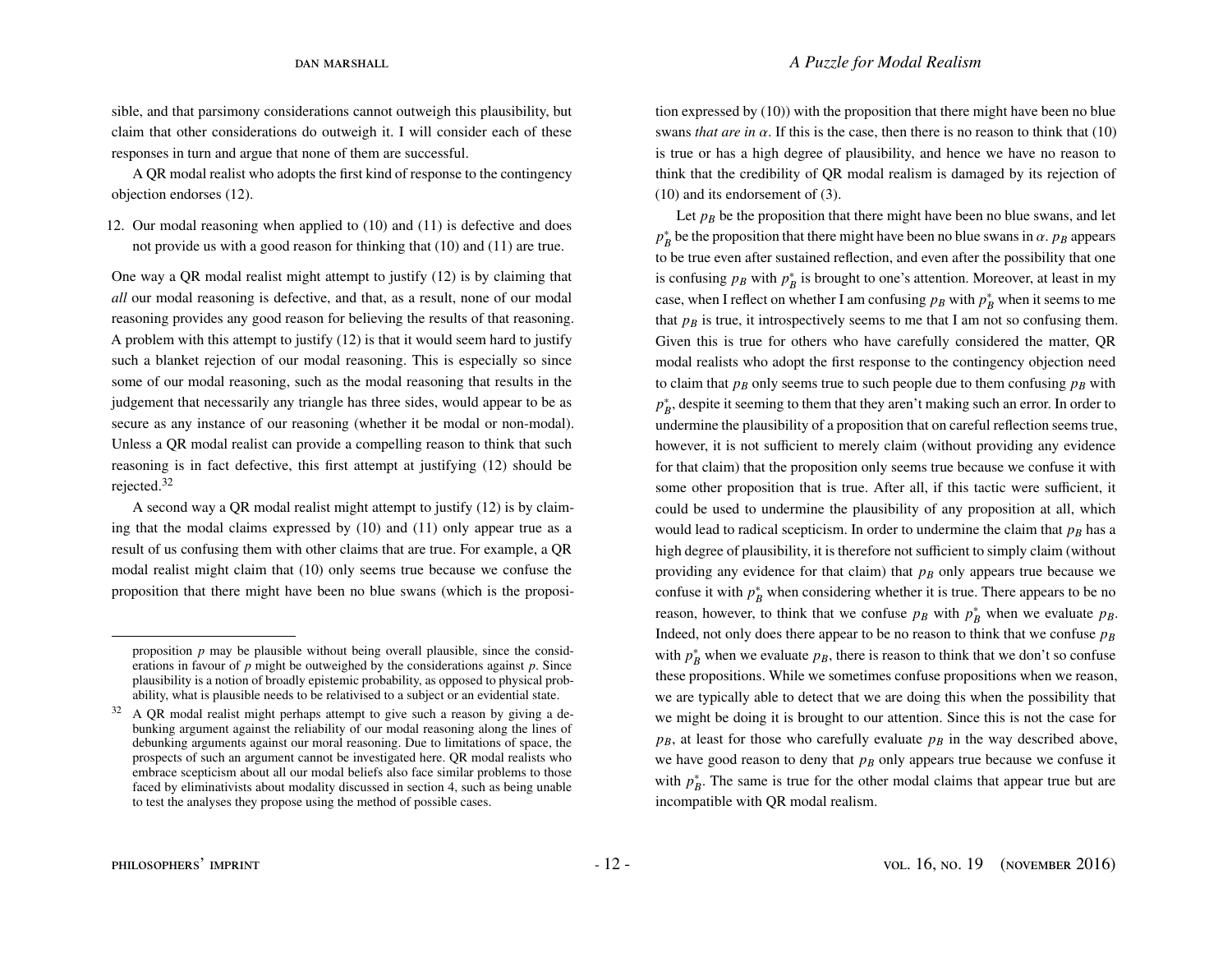sible, and that parsimony considerations cannot outweigh this plausibility, but claim that other considerations do outweigh it. I will consider each of these responses in turn and argue that none of them are successful.

A QR modal realist who adopts the first kind of response to the contingency objection endorses (12).

12. Our modal reasoning when applied to (10) and (11) is defective and does not provide us with a good reason for thinking that (10) and (11) are true.

One way a QR modal realist might attempt to justify (12) is by claiming that *all* our modal reasoning is defective, and that, as a result, none of our modal reasoning provides any good reason for believing the results of that reasoning. A problem with this attempt to justify (12) is that it would seem hard to justify such a blanket rejection of our modal reasoning. This is especially so since some of our modal reasoning, such as the modal reasoning that results in the judgement that necessarily any triangle has three sides, would appear to be as secure as any instance of our reasoning (whether it be modal or non-modal). Unless a QR modal realist can provide a compelling reason to think that such reasoning is in fact defective, this first attempt at justifying (12) should be rejected.[32]

A second way a QR modal realist might attempt to justify (12) is by claiming that the modal claims expressed by (10) and (11) only appear true as a result of us confusing them with other claims that are true. For example, a QR modal realist might claim that (10) only seems true because we confuse the proposition that there might have been no blue swans (which is the proposition expressed by (10)) with the proposition that there might have been no blue swans *that are in $\alpha$*. If this is the case, then there is no reason to think that (10) is true or has a high degree of plausibility, and hence we have no reason to think that the credibility of QR modal realism is damaged by its rejection of (10) and its endorsement of (3).

Let $p_B$ be the proposition that there might have been no blue swans, and let $p^*_B$ be the proposition that there might have been no blue swans in $\alpha$. $p_B$ appears to be true even after sustained reflection, and even after the possibility that one is confusing $p_B$ with $p^*_B$ is brought to one's attention. Moreover, at least in my case, when I reflect on whether I am confusing $p_B$ with $p^*_B$ when it seems to me that $p_B$ is true, it introspectively seems to me that I am not so confusing them. Given this is true for others who have carefully considered the matter, QR modal realists who adopt the first response to the contingency objection need to claim that $p_B$ only seems true to such people due to them confusing $p_B$ with $p^*_B$, despite it seeming to them that they aren't making such an error. In order to undermine the plausibility of a proposition that on careful reflection seems true, however, it is not sufficient to merely claim (without providing any evidence for that claim) that the proposition only seems true because we confuse it with some other proposition that is true. After all, if this tactic were sufficient, it could be used to undermine the plausibility of any proposition at all, which would lead to radical scepticism. In order to undermine the claim that $p_B$ has a high degree of plausibility, it is therefore not sufficient to simply claim (without providing any evidence for that claim) that $p_B$ only appears true because we confuse it with $p^*_B$ when considering whether it is true. There appears to be no reason, however, to think that we confuse $p_B$ with $p^*_B$ when we evaluate $p_B$. Indeed, not only does there appear to be no reason to think that we confuse $p_B$ with $p^*_B$ when we evaluate $p_B$, there is reason to think that we don't so confuse these propositions. While we sometimes confuse propositions when we reason, we are typically able to detect that we are doing this when the possibility that we might be doing it is brought to our attention. Since this is not the case for $p_B$, at least for those who carefully evaluate $p_B$ in the way described above, we have good reason to deny that $p_B$ only appears true because we confuse it with $p^*_B$. The same is true for the other modal claims that appear true but are incompatible with QR modal realism.

---

proposition $p$ may be plausible without being overall plausible, since the considerations in favour of $p$ might be outweighed by the considerations against $p$. Since plausibility is a notion of broadly epistemic probability, as opposed to physical probability, what is plausible needs to be relativised to a subject or an evidential state.

[32] A QR modal realist might perhaps attempt to give such a reason by giving a debunking argument against the reliability of our modal reasoning along the lines of debunking arguments against our moral reasoning. Due to limitations of space, the prospects of such an argument cannot be investigated here. QR modal realists who embrace scepticism about all our modal beliefs also face similar problems to those faced by eliminativists about modality discussed in section 4, such as being unable to test the analyses they propose using the method of possible cases.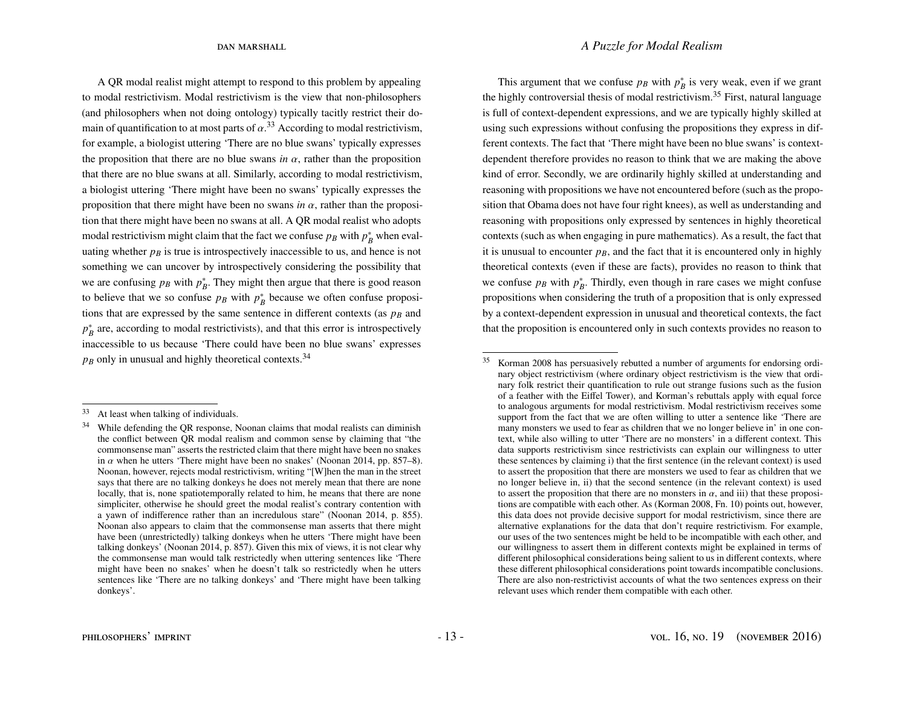A QR modal realist might attempt to respond to this problem by appealing to modal restrictivism. Modal restrictivism is the view that non-philosophers (and philosophers when not doing ontology) typically tacitly restrict their domain of quantification to at most parts of $\alpha$.[33] According to modal restrictivism, for example, a biologist uttering 'There are no blue swans' typically expresses the proposition that there are no blue swans *in* $\alpha$, rather than the proposition that there are no blue swans at all. Similarly, according to modal restrictivism, a biologist uttering 'There might have been no swans' typically expresses the proposition that there might have been no swans *in* $\alpha$, rather than the proposition that there might have been no swans at all. A QR modal realist who adopts modal restrictivism might claim that the fact we confuse $p_B$ with $p_B^*$ when evaluating whether $p_B$ is true is introspectively inaccessible to us, and hence is not something we can uncover by introspectively considering the possibility that we are confusing $p_B$ with $p_B^*$. They might then argue that there is good reason to believe that we so confuse $p_B$ with $p_B^*$ because we often confuse propositions that are expressed by the same sentence in different contexts (as $p_B$ and $p_B^*$ are, according to modal restrictivists), and that this error is introspectively inaccessible to us because 'There could have been no blue swans' expresses $p_B$ only in unusual and highly theoretical contexts.[34]

This argument that we confuse $p_B$ with $p_B^*$ is very weak, even if we grant the highly controversial thesis of modal restrictivism.[35] First, natural language is full of context-dependent expressions, and we are typically highly skilled at using such expressions without confusing the propositions they express in different contexts. The fact that 'There might have been no blue swans' is context-dependent therefore provides no reason to think that we are making the above kind of error. Secondly, we are ordinarily highly skilled at understanding and reasoning with propositions we have not encountered before (such as the proposition that Obama does not have four right knees), as well as understanding and reasoning with propositions only expressed by sentences in highly theoretical contexts (such as when engaging in pure mathematics). As a result, the fact that it is unusual to encounter $p_B$, and the fact that it is encountered only in highly theoretical contexts (even if these are facts), provides no reason to think that we confuse $p_B$ with $p_B^*$. Thirdly, even though in rare cases we might confuse propositions when considering the truth of a proposition that is only expressed by a context-dependent expression in unusual and theoretical contexts, the fact that the proposition is encountered only in such contexts provides no reason to

---

[33] At least when talking of individuals.

[34] While defending the QR response, Noonan claims that modal realists can diminish the conflict between QR modal realism and common sense by claiming that "the commonsense man" asserts the restricted claim that there might have been no snakes in $\alpha$ when he utters 'There might have been no snakes' (Noonan 2014, pp. 857–8). Noonan, however, rejects modal restrictivism, writing "[W]hen the man in the street says that there are no talking donkeys he does not merely mean that there are none locally, that is, none spatiotemporally related to him, he means that there are none simpliciter, otherwise he should greet the modal realist's contrary contention with a yawn of indifference rather than an incredulous stare" (Noonan 2014, p. 855). Noonan also appears to claim that the commonsense man asserts that there might have been (unrestrictedly) talking donkeys when he utters 'There might have been talking donkeys' (Noonan 2014, p. 857). Given this mix of views, it is not clear why the commonsense man would talk restrictedly when uttering sentences like 'There might have been no snakes' when he doesn't talk so restrictedly when he utters sentences like 'There are no talking donkeys' and 'There might have been talking donkeys'.

[35] Korman 2008 has persuasively rebutted a number of arguments for endorsing ordinary object restrictivism (where ordinary object restrictivism is the view that ordinary folk restrict their quantification to rule out strange fusions such as the fusion of a feather with the Eiffel Tower), and Korman's rebuttals apply with equal force to analogous arguments for modal restrictivism. Modal restrictivism receives some support from the fact that we are often willing to utter a sentence like 'There are many monsters we used to fear as children that we no longer believe in' in one context, while also willing to utter 'There are no monsters' in a different context. This data supports restrictivism since restrictivists can explain our willingness to utter these sentences by claiming i) that the first sentence (in the relevant context) is used to assert the proposition that there are monsters we used to fear as children that we no longer believe in, ii) that the second sentence (in the relevant context) is used to assert the proposition that there are no monsters in $\alpha$, and iii) that these propositions are compatible with each other. As (Korman 2008, Fn. 10) points out, however, this data does not provide decisive support for modal restrictivism, since there are alternative explanations for the data that don't require restrictivism. For example, our uses of the two sentences might be held to be incompatible with each other, and our willingness to assert them in different contexts might be explained in terms of different philosophical considerations being salient to us in different contexts, where these different philosophical considerations point towards incompatible conclusions. There are also non-restrictivist accounts of what the two sentences express on their relevant uses which render them compatible with each other.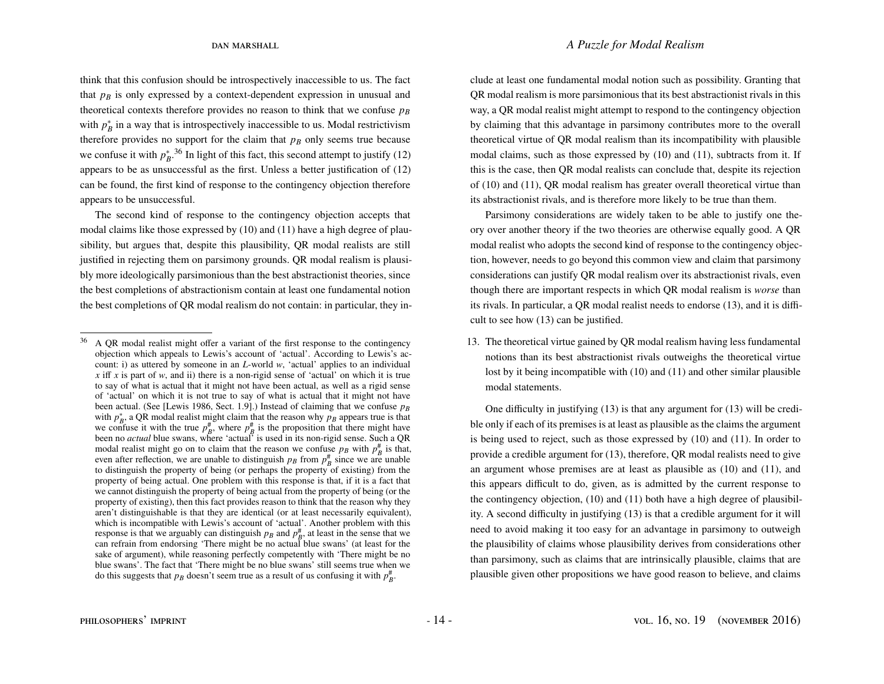think that this confusion should be introspectively inaccessible to us. The fact that $p_B$ is only expressed by a context-dependent expression in unusual and theoretical contexts therefore provides no reason to think that we confuse $p_B$ with $p^*_B$ in a way that is introspectively inaccessible to us. Modal restrictivism therefore provides no support for the claim that $p_B$ only seems true because we confuse it with $p^*_B$.[36] In light of this fact, this second attempt to justify (12) appears to be as unsuccessful as the first. Unless a better justification of (12) can be found, the first kind of response to the contingency objection therefore appears to be unsuccessful.

The second kind of response to the contingency objection accepts that modal claims like those expressed by (10) and (11) have a high degree of plausibility, but argues that, despite this plausibility, QR modal realists are still justified in rejecting them on parsimony grounds. QR modal realism is plausibly more ideologically parsimonious than the best abstractionist theories, since the best completions of abstractionism contain at least one fundamental notion the best completions of QR modal realism do not contain: in particular, they include at least one fundamental modal notion such as possibility. Granting that QR modal realism is more parsimonious that its best abstractionist rivals in this way, a QR modal realist might attempt to respond to the contingency objection by claiming that this advantage in parsimony contributes more to the overall theoretical virtue of QR modal realism than its incompatibility with plausible modal claims, such as those expressed by (10) and (11), subtracts from it. If this is the case, then QR modal realists can conclude that, despite its rejection of (10) and (11), QR modal realism has greater overall theoretical virtue than its abstractionist rivals, and is therefore more likely to be true than them.

Parsimony considerations are widely taken to be able to justify one theory over another theory if the two theories are otherwise equally good. A QR modal realist who adopts the second kind of response to the contingency objection, however, needs to go beyond this common view and claim that parsimony considerations can justify QR modal realism over its abstractionist rivals, even though there are important respects in which QR modal realism is *worse* than its rivals. In particular, a QR modal realist needs to endorse (13), and it is difficult to see how (13) can be justified.

13. The theoretical virtue gained by QR modal realism having less fundamental notions than its best abstractionist rivals outweighs the theoretical virtue lost by it being incompatible with (10) and (11) and other similar plausible modal statements.

One difficulty in justifying (13) is that any argument for (13) will be credible only if each of its premises is at least as plausible as the claims the argument is being used to reject, such as those expressed by (10) and (11). In order to provide a credible argument for (13), therefore, QR modal realists need to give an argument whose premises are at least as plausible as (10) and (11), and this appears difficult to do, given, as is admitted by the current response to the contingency objection, (10) and (11) both have a high degree of plausibility. A second difficulty in justifying (13) is that a credible argument for it will need to avoid making it too easy for an advantage in parsimony to outweigh the plausibility of claims whose plausibility derives from considerations other than parsimony, such as claims that are intrinsically plausible, claims that are plausible given other propositions we have good reason to believe, and claims

---

[36] A QR modal realist might offer a variant of the first response to the contingency objection which appeals to Lewis's account of 'actual'. According to Lewis's account: i) as uttered by someone in an $L$-world $w$, 'actual' applies to an individual $x$ iff $x$ is part of $w$, and ii) there is a non-rigid sense of 'actual' on which it is true to say of what is actual that it might not have been actual, as well as a rigid sense of 'actual' on which it is not true to say of what is actual that it might not have been actual. (See [Lewis 1986, Sect. 1.9].) Instead of claiming that we confuse $p_B$ with $p^*_B$, a QR modal realist might claim that the reason why $p_B$ appears true is that we confuse it with the true $p^\#_B$, where $p^\#_B$ is the proposition that there might have been no *actual* blue swans, where 'actual' is used in its non-rigid sense. Such a QR modal realist might go on to claim that the reason we confuse $p_B$ with $p^\#_B$ is that, even after reflection, we are unable to distinguish $p_B$ from $p^\#_B$ since we are unable to distinguish the property of being (or perhaps the property of existing) from the property of being actual. One problem with this response is that, if it is a fact that we cannot distinguish the property of being actual from the property of being (or the property of existing), then this fact provides reason to think that the reason why they aren't distinguishable is that they are identical (or at least necessarily equivalent), which is incompatible with Lewis's account of 'actual'. Another problem with this response is that we arguably can distinguish $p_B$ and $p^\#_B$, at least in the sense that we can refrain from endorsing 'There might be no actual blue swans' (at least for the sake of argument), while reasoning perfectly competently with 'There might be no blue swans'. The fact that 'There might be no blue swans' still seems true when we do this suggests that $p_B$ doesn't seem true as a result of us confusing it with $p^\#_B$.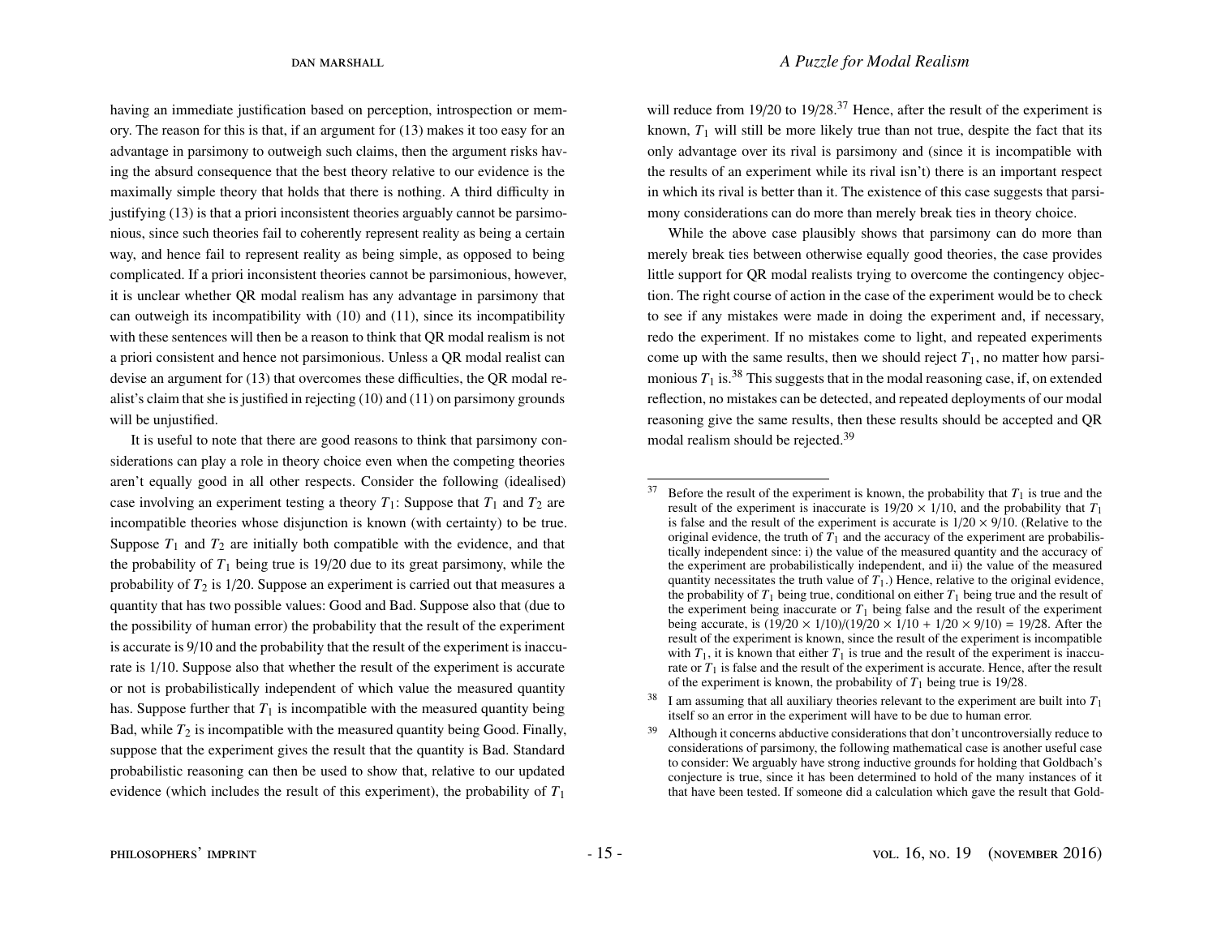having an immediate justification based on perception, introspection or memory. The reason for this is that, if an argument for (13) makes it too easy for an advantage in parsimony to outweigh such claims, then the argument risks having the absurd consequence that the best theory relative to our evidence is the maximally simple theory that holds that there is nothing. A third difficulty in justifying (13) is that a priori inconsistent theories arguably cannot be parsimonious, since such theories fail to coherently represent reality as being a certain way, and hence fail to represent reality as being simple, as opposed to being complicated. If a priori inconsistent theories cannot be parsimonious, however, it is unclear whether QR modal realism has any advantage in parsimony that can outweigh its incompatibility with (10) and (11), since its incompatibility with these sentences will then be a reason to think that QR modal realism is not a priori consistent and hence not parsimonious. Unless a QR modal realist can devise an argument for (13) that overcomes these difficulties, the QR modal realist's claim that she is justified in rejecting (10) and (11) on parsimony grounds will be unjustified.

It is useful to note that there are good reasons to think that parsimony considerations can play a role in theory choice even when the competing theories aren't equally good in all other respects. Consider the following (idealised) case involving an experiment testing a theory $T_1$: Suppose that $T_1$ and $T_2$ are incompatible theories whose disjunction is known (with certainty) to be true. Suppose $T_1$ and $T_2$ are initially both compatible with the evidence, and that the probability of $T_1$ being true is 19/20 due to its great parsimony, while the probability of $T_2$ is 1/20. Suppose an experiment is carried out that measures a quantity that has two possible values: Good and Bad. Suppose also that (due to the possibility of human error) the probability that the result of the experiment is accurate is 9/10 and the probability that the result of the experiment is inaccurate is 1/10. Suppose also that whether the result of the experiment is accurate or not is probabilistically independent of which value the measured quantity has. Suppose further that $T_1$ is incompatible with the measured quantity being Bad, while $T_2$ is incompatible with the measured quantity being Good. Finally, suppose that the experiment gives the result that the quantity is Bad. Standard probabilistic reasoning can then be used to show that, relative to our updated evidence (which includes the result of this experiment), the probability of $T_1$ will reduce from 19/20 to 19/28.[37] Hence, after the result of the experiment is known, $T_1$ will still be more likely true than not true, despite the fact that its only advantage over its rival is parsimony and (since it is incompatible with the results of an experiment while its rival isn't) there is an important respect in which its rival is better than it. The existence of this case suggests that parsimony considerations can do more than merely break ties in theory choice.

While the above case plausibly shows that parsimony can do more than merely break ties between otherwise equally good theories, the case provides little support for QR modal realists trying to overcome the contingency objection. The right course of action in the case of the experiment would be to check to see if any mistakes were made in doing the experiment and, if necessary, redo the experiment. If no mistakes come to light, and repeated experiments come up with the same results, then we should reject $T_1$, no matter how parsimonious $T_1$ is.[38] This suggests that in the modal reasoning case, if, on extended reflection, no mistakes can be detected, and repeated deployments of our modal reasoning give the same results, then these results should be accepted and QR modal realism should be rejected.[39]

---

[37] Before the result of the experiment is known, the probability that $T_1$ is true and the result of the experiment is inaccurate is $19/20 \times 1/10$, and the probability that $T_1$ is false and the result of the experiment is accurate is $1/20 \times 9/10$. (Relative to the original evidence, the truth of $T_1$ and the accuracy of the experiment are probabilistically independent since: i) the value of the measured quantity and the accuracy of the experiment are probabilistically independent, and ii) the value of the measured quantity necessitates the truth value of $T_1$.) Hence, relative to the original evidence, the probability of $T_1$ being true, conditional on either $T_1$ being true and the result of the experiment being inaccurate or $T_1$ being false and the result of the experiment being accurate, is $(19/20 \times 1/10)/(19/20 \times 1/10 + 1/20 \times 9/10) = 19/28$. After the result of the experiment is known, since the result of the experiment is incompatible with $T_1$, it is known that either $T_1$ is true and the result of the experiment is inaccurate or $T_1$ is false and the result of the experiment is accurate. Hence, after the result of the experiment is known, the probability of $T_1$ being true is 19/28.

[38] I am assuming that all auxiliary theories relevant to the experiment are built into $T_1$ itself so an error in the experiment will have to be due to human error.

[39] Although it concerns abductive considerations that don't uncontroversially reduce to considerations of parsimony, the following mathematical case is another useful case to consider: We arguably have strong inductive grounds for holding that Goldbach's conjecture is true, since it has been determined to hold of the many instances of it that have been tested. If someone did a calculation which gave the result that Gold-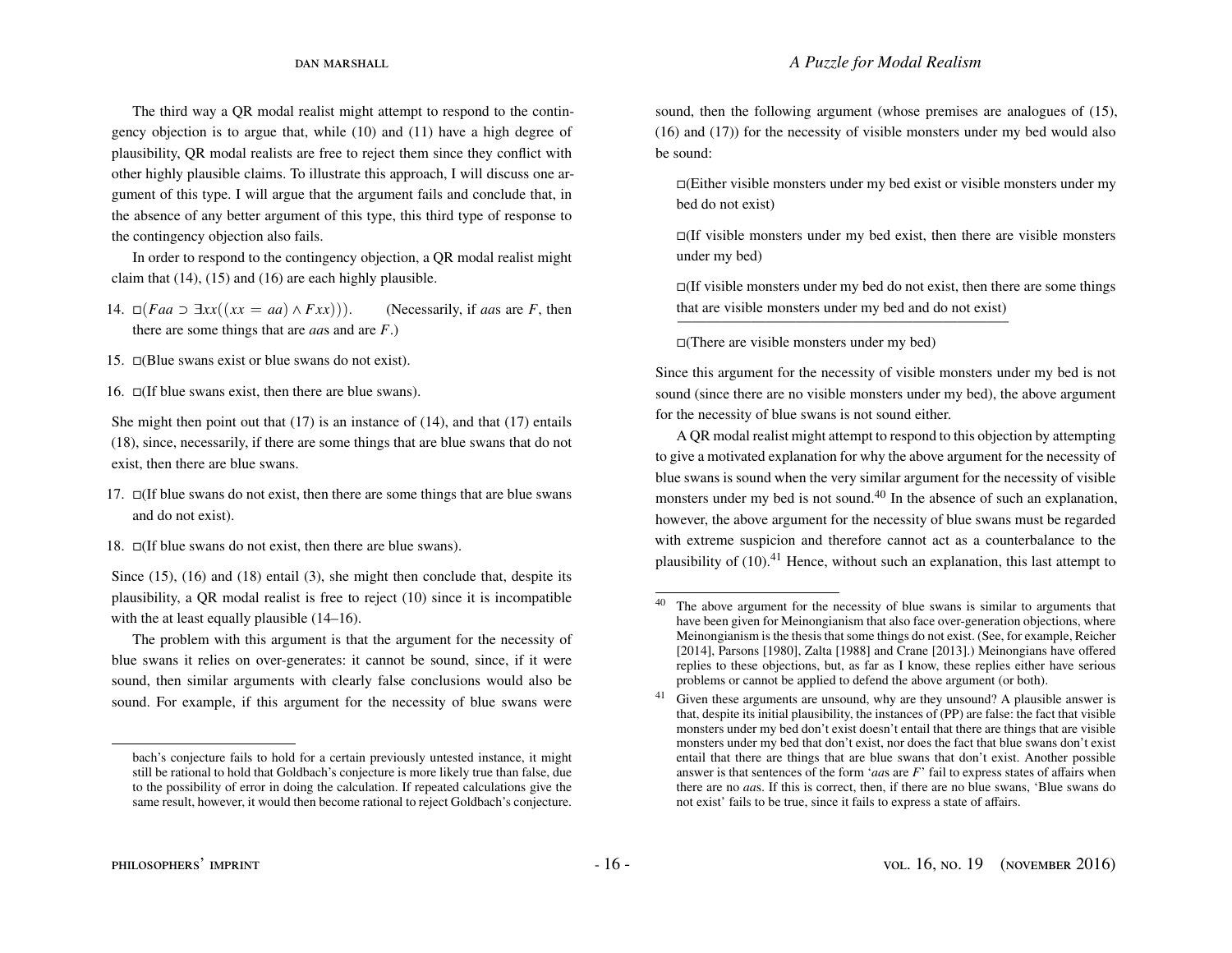The third way a QR modal realist might attempt to respond to the contingency objection is to argue that, while (10) and (11) have a high degree of plausibility, QR modal realists are free to reject them since they conflict with other highly plausible claims. To illustrate this approach, I will discuss one argument of this type. I will argue that the argument fails and conclude that, in the absence of any better argument of this type, this third type of response to the contingency objection also fails.

In order to respond to the contingency objection, a QR modal realist might claim that (14), (15) and (16) are each highly plausible.

14. $\Box(Faa \supset \exists xx((xx = aa) \wedge Fxx)))$. (Necessarily, if *aa*s are *F*, then there are some things that are *aa*s and are *F*.)

15. □(Blue swans exist or blue swans do not exist).

16. □(If blue swans exist, then there are blue swans).

She might then point out that (17) is an instance of (14), and that (17) entails (18), since, necessarily, if there are some things that are blue swans that do not exist, then there are blue swans.

17. □(If blue swans do not exist, then there are some things that are blue swans and do not exist).

18. □(If blue swans do not exist, then there are blue swans).

Since (15), (16) and (18) entail (3), she might then conclude that, despite its plausibility, a QR modal realist is free to reject (10) since it is incompatible with the at least equally plausible (14–16).

The problem with this argument is that the argument for the necessity of blue swans it relies on over-generates: it cannot be sound, since, if it were sound, then similar arguments with clearly false conclusions would also be sound. For example, if this argument for the necessity of blue swans were sound, then the following argument (whose premises are analogues of (15), (16) and (17)) for the necessity of visible monsters under my bed would also be sound:

> □(Either visible monsters under my bed exist or visible monsters under my bed do not exist)
>
> □(If visible monsters under my bed exist, then there are visible monsters under my bed)
>
> □(If visible monsters under my bed do not exist, then there are some things that are visible monsters under my bed and do not exist)
>
> ---
>
> □(There are visible monsters under my bed)

Since this argument for the necessity of visible monsters under my bed is not sound (since there are no visible monsters under my bed), the above argument for the necessity of blue swans is not sound either.

A QR modal realist might attempt to respond to this objection by attempting to give a motivated explanation for why the above argument for the necessity of blue swans is sound when the very similar argument for the necessity of visible monsters under my bed is not sound.[40] In the absence of such an explanation, however, the above argument for the necessity of blue swans must be regarded with extreme suspicion and therefore cannot act as a counterbalance to the plausibility of (10).[41] Hence, without such an explanation, this last attempt to

---

bach's conjecture fails to hold for a certain previously untested instance, it might still be rational to hold that Goldbach's conjecture is more likely true than false, due to the possibility of error in doing the calculation. If repeated calculations give the same result, however, it would then become rational to reject Goldbach's conjecture.

[40] The above argument for the necessity of blue swans is similar to arguments that have been given for Meinongianism that also face over-generation objections, where Meinongianism is the thesis that some things do not exist. (See, for example, Reicher [2014], Parsons [1980], Zalta [1988] and Crane [2013].) Meinongians have offered replies to these objections, but, as far as I know, these replies either have serious problems or cannot be applied to defend the above argument (or both).

[41] Given these arguments are unsound, why are they unsound? A plausible answer is that, despite its initial plausibility, the instances of (PP) are false: the fact that visible monsters under my bed don't exist doesn't entail that there are things that are visible monsters under my bed that don't exist, nor does the fact that blue swans don't exist entail that there are things that are blue swans that don't exist. Another possible answer is that sentences of the form '*aa*s are *F*' fail to express states of affairs when there are no *aa*s. If this is correct, then, if there are no blue swans, 'Blue swans do not exist' fails to be true, since it fails to express a state of affairs.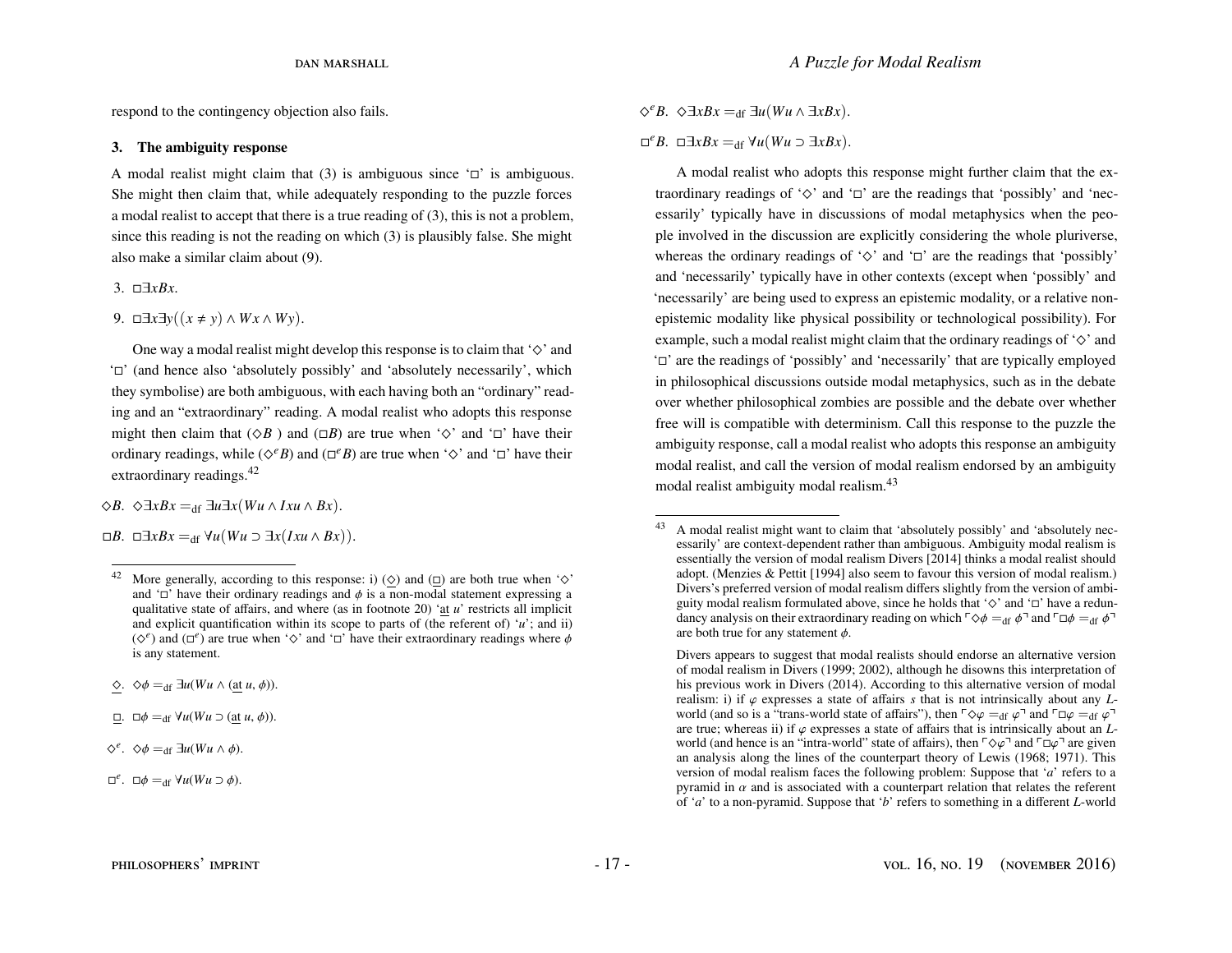respond to the contingency objection also fails.

### 3. The ambiguity response

A modal realist might claim that (3) is ambiguous since '$\Box$' is ambiguous. She might then claim that, while adequately responding to the puzzle forces a modal realist to accept that there is a true reading of (3), this is not a problem, since this reading is not the reading on which (3) is plausibly false. She might also make a similar claim about (9).

3. $\Box\exists xBx$.

9. $\Box\exists x\exists y((x \neq y) \wedge Wx \wedge Wy)$.

One way a modal realist might develop this response is to claim that '$\Diamond$' and '$\Box$' (and hence also 'absolutely possibly' and 'absolutely necessarily', which they symbolise) are both ambiguous, with each having both an "ordinary" reading and an "extraordinary" reading. A modal realist who adopts this response might then claim that ($\Diamond B$ ) and ($\Box B$) are true when '$\Diamond$' and '$\Box$' have their ordinary readings, while ($\Diamond^e B$) and ($\Box^e B$) are true when '$\Diamond$' and '$\Box$' have their extraordinary readings.[42]

$\Diamond B$. $\Diamond\exists xBx =_{\text{df}} \exists u\exists x(Wu \wedge Ixu \wedge Bx)$.

$\Box B$. $\Box\exists xBx =_{\text{df}} \forall u(Wu \supset \exists x(Ixu \wedge Bx))$.

$\Diamond^e B$. $\Diamond\exists xBx =_{\text{df}} \exists u(Wu \wedge \exists xBx)$.

$\Box^e B$. $\Box\exists xBx =_{\text{df}} \forall u(Wu \supset \exists xBx)$.

A modal realist who adopts this response might further claim that the extraordinary readings of '$\Diamond$' and '$\Box$' are the readings that 'possibly' and 'necessarily' typically have in discussions of modal metaphysics when the people involved in the discussion are explicitly considering the whole pluriverse, whereas the ordinary readings of '$\Diamond$' and '$\Box$' are the readings that 'possibly' and 'necessarily' typically have in other contexts (except when 'possibly' and 'necessarily' are being used to express an epistemic modality, or a relative non-epistemic modality like physical possibility or technological possibility). For example, such a modal realist might claim that the ordinary readings of '$\Diamond$' and '$\Box$' are the readings of 'possibly' and 'necessarily' that are typically employed in philosophical discussions outside modal metaphysics, such as in the debate over whether philosophical zombies are possible and the debate over whether free will is compatible with determinism. Call this response to the puzzle the ambiguity response, call a modal realist who adopts this response an ambiguity modal realist, and call the version of modal realism endorsed by an ambiguity modal realist ambiguity modal realism.[43]

---

[42] More generally, according to this response: i) ($\underline{\Diamond}$) and ($\underline{\Box}$) are both true when '$\Diamond$' and '$\Box$' have their ordinary readings and $\phi$ is a non-modal statement expressing a qualitative state of affairs, and where (as in footnote 20) '$\underline{\text{at}}$ $u$' restricts all implicit and explicit quantification within its scope to parts of (the referent of) '$u$'; and ii) ($\Diamond^e$) and ($\Box^e$) are true when '$\Diamond$' and '$\Box$' have their extraordinary readings where $\phi$ is any statement.

$\underline{\Diamond}$. $\Diamond\phi =_{\text{df}} \exists u(Wu \wedge (\underline{\text{at}}\ u, \phi))$.

$\underline{\Box}$. $\Box\phi =_{\text{df}} \forall u(Wu \supset (\underline{\text{at}}\ u, \phi))$.

$\Diamond^e$. $\Diamond\phi =_{\text{df}} \exists u(Wu \wedge \phi)$.

$\Box^e$. $\Box\phi =_{\text{df}} \forall u(Wu \supset \phi)$.

[43] A modal realist might want to claim that 'absolutely possibly' and 'absolutely necessarily' are context-dependent rather than ambiguous. Ambiguity modal realism is essentially the version of modal realism Divers [2014] thinks a modal realist should adopt. (Menzies & Pettit [1994] also seem to favour this version of modal realism.) Divers's preferred version of modal realism differs slightly from the version of ambiguity modal realism formulated above, since he holds that '$\Diamond$' and '$\Box$' have a redundancy analysis on their extraordinary reading on which $\ulcorner\Diamond\phi =_{\text{df}} \phi\urcorner$ and $\ulcorner\Box\phi =_{\text{df}} \phi\urcorner$ are both true for any statement $\phi$.

Divers appears to suggest that modal realists should endorse an alternative version of modal realism in Divers (1999; 2002), although he disowns this interpretation of his previous work in Divers (2014). According to this alternative version of modal realism: i) if $\varphi$ expresses a state of affairs $s$ that is not intrinsically about any $L$-world (and so is a "trans-world state of affairs"), then $\ulcorner\Diamond\varphi =_{\text{df}} \varphi\urcorner$ and $\ulcorner\Box\varphi =_{\text{df}} \varphi\urcorner$ are true; whereas ii) if $\varphi$ expresses a state of affairs that is intrinsically about an $L$-world (and hence is an "intra-world" state of affairs), then $\ulcorner\Diamond\varphi\urcorner$ and $\ulcorner\Box\varphi\urcorner$ are given an analysis along the lines of the counterpart theory of Lewis (1968; 1971). This version of modal realism faces the following problem: Suppose that '$a$' refers to a pyramid in $\alpha$ and is associated with a counterpart relation that relates the referent of '$a$' to a non-pyramid. Suppose that '$b$' refers to something in a different $L$-world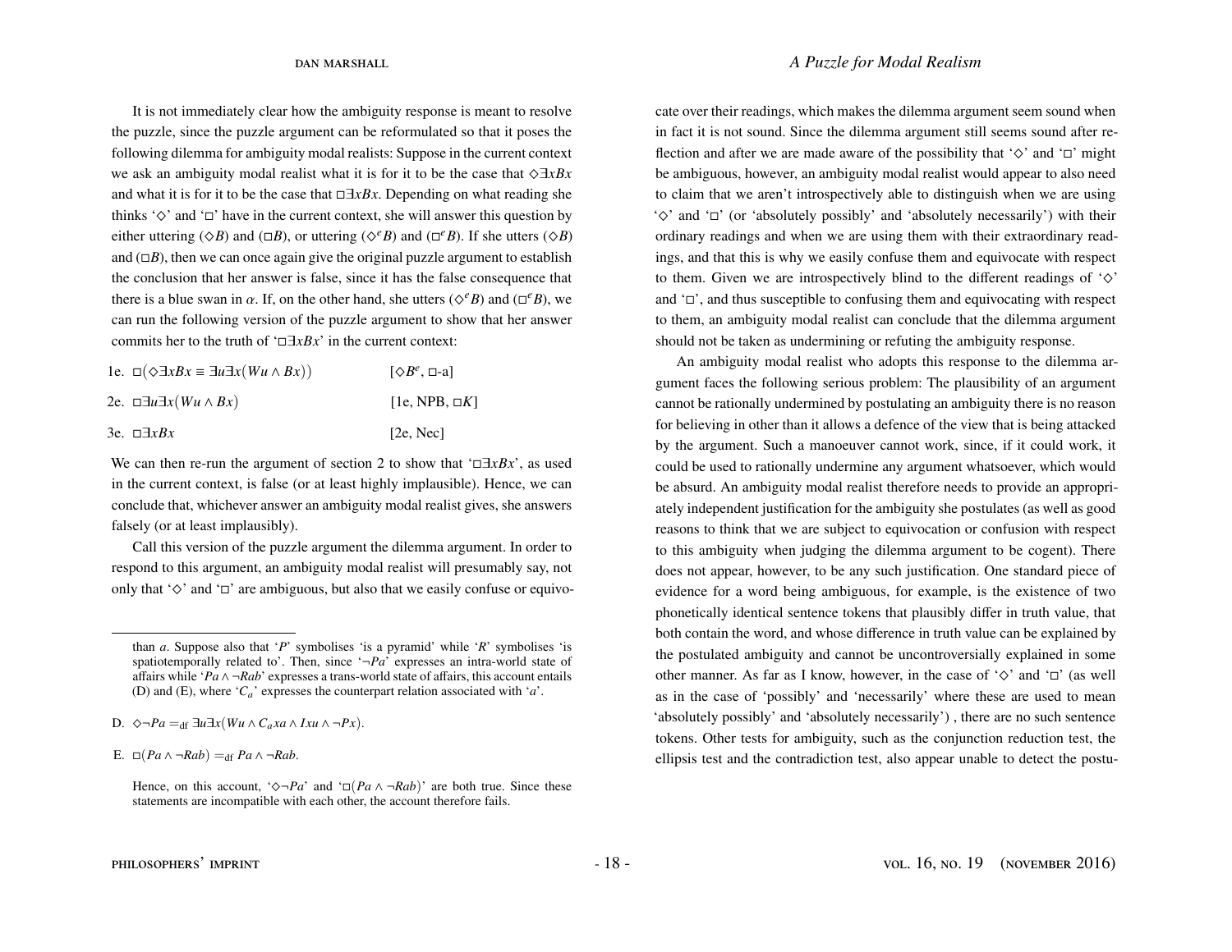It is not immediately clear how the ambiguity response is meant to resolve the puzzle, since the puzzle argument can be reformulated so that it poses the following dilemma for ambiguity modal realists: Suppose in the current context we ask an ambiguity modal realist what it is for it to be the case that $\Diamond\exists xBx$ and what it is for it to be the case that $\Box\exists xBx$. Depending on what reading she thinks '$\Diamond$' and '$\Box$' have in the current context, she will answer this question by either uttering ($\Diamond B$) and ($\Box B$), or uttering ($\Diamond^e B$) and ($\Box^e B$). If she utters ($\Diamond B$) and ($\Box B$), then we can once again give the original puzzle argument to establish the conclusion that her answer is false, since it has the false consequence that there is a blue swan in $\alpha$. If, on the other hand, she utters ($\Diamond^e B$) and ($\Box^e B$), we can run the following version of the puzzle argument to show that her answer commits her to the truth of '$\Box\exists xBx$' in the current context:

1e. $\Box(\Diamond\exists xBx \equiv \exists u\exists x(Wu \wedge Bx))$ [$\Diamond B^e$, $\Box$-a]

2e. $\Box\exists u\exists x(Wu \wedge Bx)$ [1e, NPB, $\Box K$]

3e. $\Box\exists xBx$ [2e, Nec]

We can then re-run the argument of section 2 to show that '$\Box\exists xBx$', as used in the current context, is false (or at least highly implausible). Hence, we can conclude that, whichever answer an ambiguity modal realist gives, she answers falsely (or at least implausibly).

Call this version of the puzzle argument the dilemma argument. In order to respond to this argument, an ambiguity modal realist will presumably say, not only that '$\Diamond$' and '$\Box$' are ambiguous, but also that we easily confuse or equivocate over their readings, which makes the dilemma argument seem sound when in fact it is not sound. Since the dilemma argument still seems sound after reflection and after we are made aware of the possibility that '$\Diamond$' and '$\Box$' might be ambiguous, however, an ambiguity modal realist would appear to also need to claim that we aren't introspectively able to distinguish when we are using '$\Diamond$' and '$\Box$' (or 'absolutely possibly' and 'absolutely necessarily') with their ordinary readings and when we are using them with their extraordinary readings, and that this is why we easily confuse them and equivocate with respect to them. Given we are introspectively blind to the different readings of '$\Diamond$' and '$\Box$', and thus susceptible to confusing them and equivocating with respect to them, an ambiguity modal realist can conclude that the dilemma argument should not be taken as undermining or refuting the ambiguity response.

An ambiguity modal realist who adopts this response to the dilemma argument faces the following serious problem: The plausibility of an argument cannot be rationally undermined by postulating an ambiguity there is no reason for believing in other than it allows a defence of the view that is being attacked by the argument. Such a manoeuver cannot work, since, if it could work, it could be used to rationally undermine any argument whatsoever, which would be absurd. An ambiguity modal realist therefore needs to provide an appropriately independent justification for the ambiguity she postulates (as well as good reasons to think that we are subject to equivocation or confusion with respect to this ambiguity when judging the dilemma argument to be cogent). There does not appear, however, to be any such justification. One standard piece of evidence for a word being ambiguous, for example, is the existence of two phonetically identical sentence tokens that plausibly differ in truth value, that both contain the word, and whose difference in truth value can be explained by the postulated ambiguity and cannot be uncontroversially explained in some other manner. As far as I know, however, in the case of '$\Diamond$' and '$\Box$' (as well as in the case of 'possibly' and 'necessarily' where these are used to mean 'absolutely possibly' and 'absolutely necessarily') , there are no such sentence tokens. Other tests for ambiguity, such as the conjunction reduction test, the ellipsis test and the contradiction test, also appear unable to detect the postu-

---

than $a$. Suppose also that '$P$' symbolises 'is a pyramid' while '$R$' symbolises 'is spatiotemporally related to'. Then, since '$\neg Pa$' expresses an intra-world state of affairs while '$Pa \wedge \neg Rab$' expresses a trans-world state of affairs, this account entails (D) and (E), where '$C_a$' expresses the counterpart relation associated with '$a$'.

D. $\Diamond\neg Pa =_{\text{df}} \exists u\exists x(Wu \wedge C_a xa \wedge Ixu \wedge \neg Px)$.

E. $\Box(Pa \wedge \neg Rab) =_{\text{df}} Pa \wedge \neg Rab$.

Hence, on this account, '$\Diamond\neg Pa$' and '$\Box(Pa \wedge \neg Rab)$' are both true. Since these statements are incompatible with each other, the account therefore fails.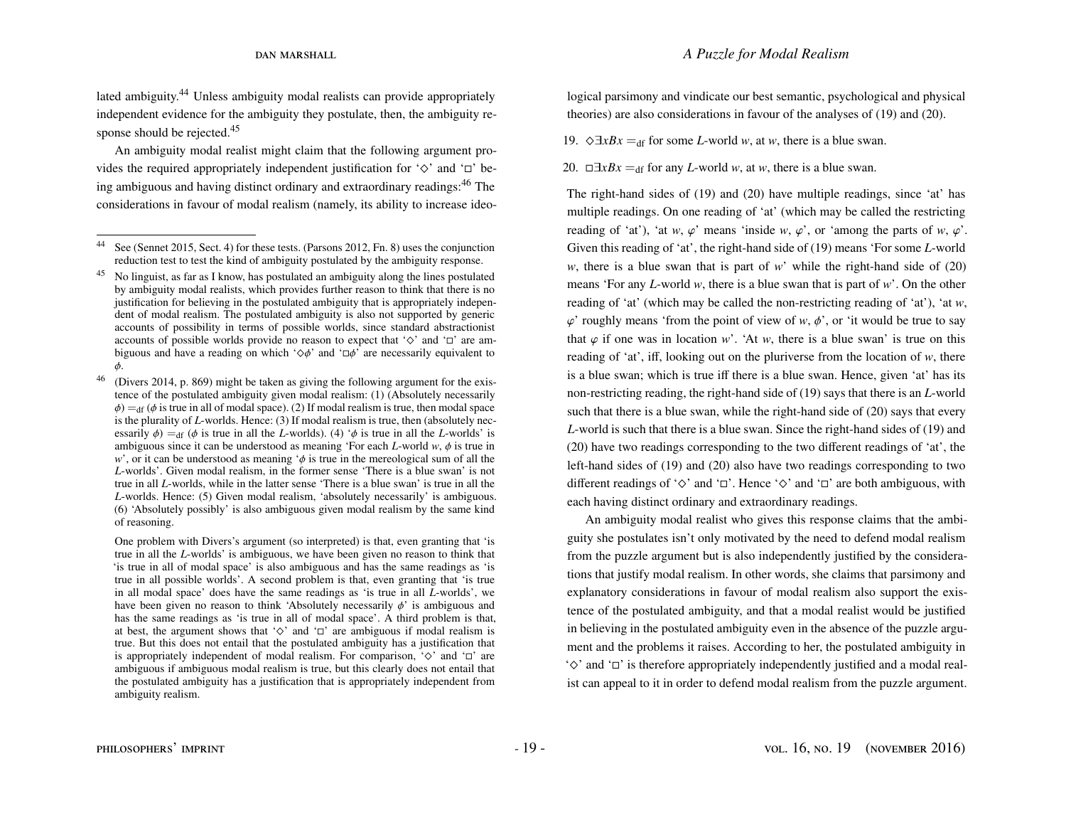lated ambiguity.[44] Unless ambiguity modal realists can provide appropriately independent evidence for the ambiguity they postulate, then, the ambiguity response should be rejected.[45]

An ambiguity modal realist might claim that the following argument provides the required appropriately independent justification for '◇' and '□' being ambiguous and having distinct ordinary and extraordinary readings:[46] The considerations in favour of modal realism (namely, its ability to increase ideological parsimony and vindicate our best semantic, psychological and physical theories) are also considerations in favour of the analyses of (19) and (20).

19. $\Diamond\exists xBx =_{\text{df}}$ for some *L*-world *w*, at *w*, there is a blue swan.

20. $\Box\exists xBx =_{\text{df}}$ for any *L*-world *w*, at *w*, there is a blue swan.

The right-hand sides of (19) and (20) have multiple readings, since 'at' has multiple readings. On one reading of 'at' (which may be called the restricting reading of 'at'), 'at *w*, $\varphi$' means 'inside *w*, $\varphi$', or 'among the parts of *w*, $\varphi$'. Given this reading of 'at', the right-hand side of (19) means 'For some *L*-world *w*, there is a blue swan that is part of *w*' while the right-hand side of (20) means 'For any *L*-world *w*, there is a blue swan that is part of *w*'. On the other reading of 'at' (which may be called the non-restricting reading of 'at'), 'at *w*, $\varphi$' roughly means 'from the point of view of *w*, $\phi$', or 'it would be true to say that $\varphi$ if one was in location *w*'. 'At *w*, there is a blue swan' is true on this reading of 'at', iff, looking out on the pluriverse from the location of *w*, there is a blue swan; which is true iff there is a blue swan. Hence, given 'at' has its non-restricting reading, the right-hand side of (19) says that there is an *L*-world such that there is a blue swan, while the right-hand side of (20) says that every *L*-world is such that there is a blue swan. Since the right-hand sides of (19) and (20) have two readings corresponding to the two different readings of 'at', the left-hand sides of (19) and (20) also have two readings corresponding to two different readings of '◇' and '□'. Hence '◇' and '□' are both ambiguous, with each having distinct ordinary and extraordinary readings.

An ambiguity modal realist who gives this response claims that the ambiguity she postulates isn't only motivated by the need to defend modal realism from the puzzle argument but is also independently justified by the considerations that justify modal realism. In other words, she claims that parsimony and explanatory considerations in favour of modal realism also support the existence of the postulated ambiguity, and that a modal realist would be justified in believing in the postulated ambiguity even in the absence of the puzzle argument and the problems it raises. According to her, the postulated ambiguity in '◇' and '□' is therefore appropriately independently justified and a modal realist can appeal to it in order to defend modal realism from the puzzle argument.

---

[44] See (Sennet 2015, Sect. 4) for these tests. (Parsons 2012, Fn. 8) uses the conjunction reduction test to test the kind of ambiguity postulated by the ambiguity response.

[45] No linguist, as far as I know, has postulated an ambiguity along the lines postulated by ambiguity modal realists, which provides further reason to think that there is no justification for believing in the postulated ambiguity that is appropriately independent of modal realism. The postulated ambiguity is also not supported by generic accounts of possibility in terms of possible worlds, since standard abstractionist accounts of possible worlds provide no reason to expect that '◇' and '□' are ambiguous and have a reading on which '$\Diamond\phi$' and '$\Box\phi$' are necessarily equivalent to $\phi$.

[46] (Divers 2014, p. 869) might be taken as giving the following argument for the existence of the postulated ambiguity given modal realism: (1) (Absolutely necessarily $\phi$) $=_{\text{df}}$ ($\phi$ is true in all of modal space). (2) If modal realism is true, then modal space is the plurality of *L*-worlds. Hence: (3) If modal realism is true, then (absolutely necessarily $\phi$) $=_{\text{df}}$ ($\phi$ is true in all the *L*-worlds). (4) '$\phi$ is true in all the *L*-worlds' is ambiguous since it can be understood as meaning 'For each *L*-world *w*, $\phi$ is true in *w*', or it can be understood as meaning '$\phi$ is true in the mereological sum of all the *L*-worlds'. Given modal realism, in the former sense 'There is a blue swan' is not true in all *L*-worlds, while in the latter sense 'There is a blue swan' is true in all the *L*-worlds. Hence: (5) Given modal realism, 'absolutely necessarily' is ambiguous. (6) 'Absolutely possibly' is also ambiguous given modal realism by the same kind of reasoning.

One problem with Divers's argument (so interpreted) is that, even granting that 'is true in all the *L*-worlds' is ambiguous, we have been given no reason to think that 'is true in all of modal space' is also ambiguous and has the same readings as 'is true in all possible worlds'. A second problem is that, even granting that 'is true in all modal space' does have the same readings as 'is true in all *L*-worlds', we have been given no reason to think 'Absolutely necessarily $\phi$' is ambiguous and has the same readings as 'is true in all of modal space'. A third problem is that, at best, the argument shows that '◇' and '□' are ambiguous if modal realism is true. But this does not entail that the postulated ambiguity has a justification that is appropriately independent of modal realism. For comparison, '◇' and '□' are ambiguous if ambiguous modal realism is true, but this clearly does not entail that the postulated ambiguity has a justification that is appropriately independent from ambiguity realism.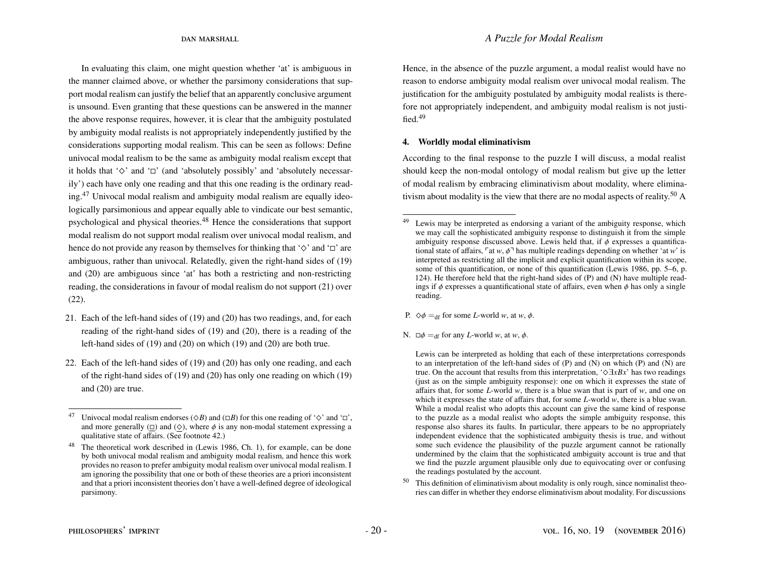In evaluating this claim, one might question whether 'at' is ambiguous in the manner claimed above, or whether the parsimony considerations that support modal realism can justify the belief that an apparently conclusive argument is unsound. Even granting that these questions can be answered in the manner the above response requires, however, it is clear that the ambiguity postulated by ambiguity modal realists is not appropriately independently justified by the considerations supporting modal realism. This can be seen as follows: Define univocal modal realism to be the same as ambiguity modal realism except that it holds that '$\Diamond$' and '$\Box$' (and 'absolutely possibly' and 'absolutely necessarily') each have only one reading and that this one reading is the ordinary reading.[47] Univocal modal realism and ambiguity modal realism are equally ideologically parsimonious and appear equally able to vindicate our best semantic, psychological and physical theories.[48] Hence the considerations that support modal realism do not support modal realism over univocal modal realism, and hence do not provide any reason by themselves for thinking that '$\Diamond$' and '$\Box$' are ambiguous, rather than univocal. Relatedly, given the right-hand sides of (19) and (20) are ambiguous since 'at' has both a restricting and non-restricting reading, the considerations in favour of modal realism do not support (21) over (22).

21. Each of the left-hand sides of (19) and (20) has two readings, and, for each reading of the right-hand sides of (19) and (20), there is a reading of the left-hand sides of (19) and (20) on which (19) and (20) are both true.

22. Each of the left-hand sides of (19) and (20) has only one reading, and each of the right-hand sides of (19) and (20) has only one reading on which (19) and (20) are true.

Hence, in the absence of the puzzle argument, a modal realist would have no reason to endorse ambiguity modal realism over univocal modal realism. The justification for the ambiguity postulated by ambiguity modal realists is therefore not appropriately independent, and ambiguity modal realism is not justified.[49]

## 4. Worldly modal eliminativism

According to the final response to the puzzle I will discuss, a modal realist should keep the non-modal ontology of modal realism but give up the letter of modal realism by embracing eliminativism about modality, where eliminativism about modality is the view that there are no modal aspects of reality.[50] A

---

[47] Univocal modal realism endorses ($\Diamond B$) and ($\Box B$) for this one reading of '$\Diamond$' and '$\Box$', and more generally ($\underline{\Box}$) and ($\underline{\Diamond}$), where $\phi$ is any non-modal statement expressing a qualitative state of affairs. (See footnote 42.)

[48] The theoretical work described in (Lewis 1986, Ch. 1), for example, can be done by both univocal modal realism and ambiguity modal realism, and hence this work provides no reason to prefer ambiguity modal realism over univocal modal realism. I am ignoring the possibility that one or both of these theories are a priori inconsistent and that a priori inconsistent theories don't have a well-defined degree of ideological parsimony.

[49] Lewis may be interpreted as endorsing a variant of the ambiguity response, which we may call the sophisticated ambiguity response to distinguish it from the simple ambiguity response discussed above. Lewis held that, if $\phi$ expresses a quantificational state of affairs, ⌜at $w$, $\phi$⌝ has multiple readings depending on whether 'at $w$' is interpreted as restricting all the implicit and explicit quantification within its scope, some of this quantification, or none of this quantification (Lewis 1986, pp. 5–6, p. 124). He therefore held that the right-hand sides of (P) and (N) have multiple readings if $\phi$ expresses a quantificational state of affairs, even when $\phi$ has only a single reading.

P. $\Diamond\phi =_{\text{df}}$ for some $L$-world $w$, at $w$, $\phi$.

N. $\Box\phi =_{\text{df}}$ for any $L$-world $w$, at $w$, $\phi$.

Lewis can be interpreted as holding that each of these interpretations corresponds to an interpretation of the left-hand sides of (P) and (N) on which (P) and (N) are true. On the account that results from this interpretation, '$\Diamond\exists xBx$' has two readings (just as on the simple ambiguity response): one on which it expresses the state of affairs that, for some $L$-world $w$, there is a blue swan that is part of $w$, and one on which it expresses the state of affairs that, for some $L$-world $w$, there is a blue swan. While a modal realist who adopts this account can give the same kind of response to the puzzle as a modal realist who adopts the simple ambiguity response, this response also shares its faults. In particular, there appears to be no appropriately independent evidence that the sophisticated ambiguity thesis is true, and without some such evidence the plausibility of the puzzle argument cannot be rationally undermined by the claim that the sophisticated ambiguity account is true and that we find the puzzle argument plausible only due to equivocating over or confusing the readings postulated by the account.

[50] This definition of eliminativism about modality is only rough, since nominalist theories can differ in whether they endorse eliminativism about modality. For discussions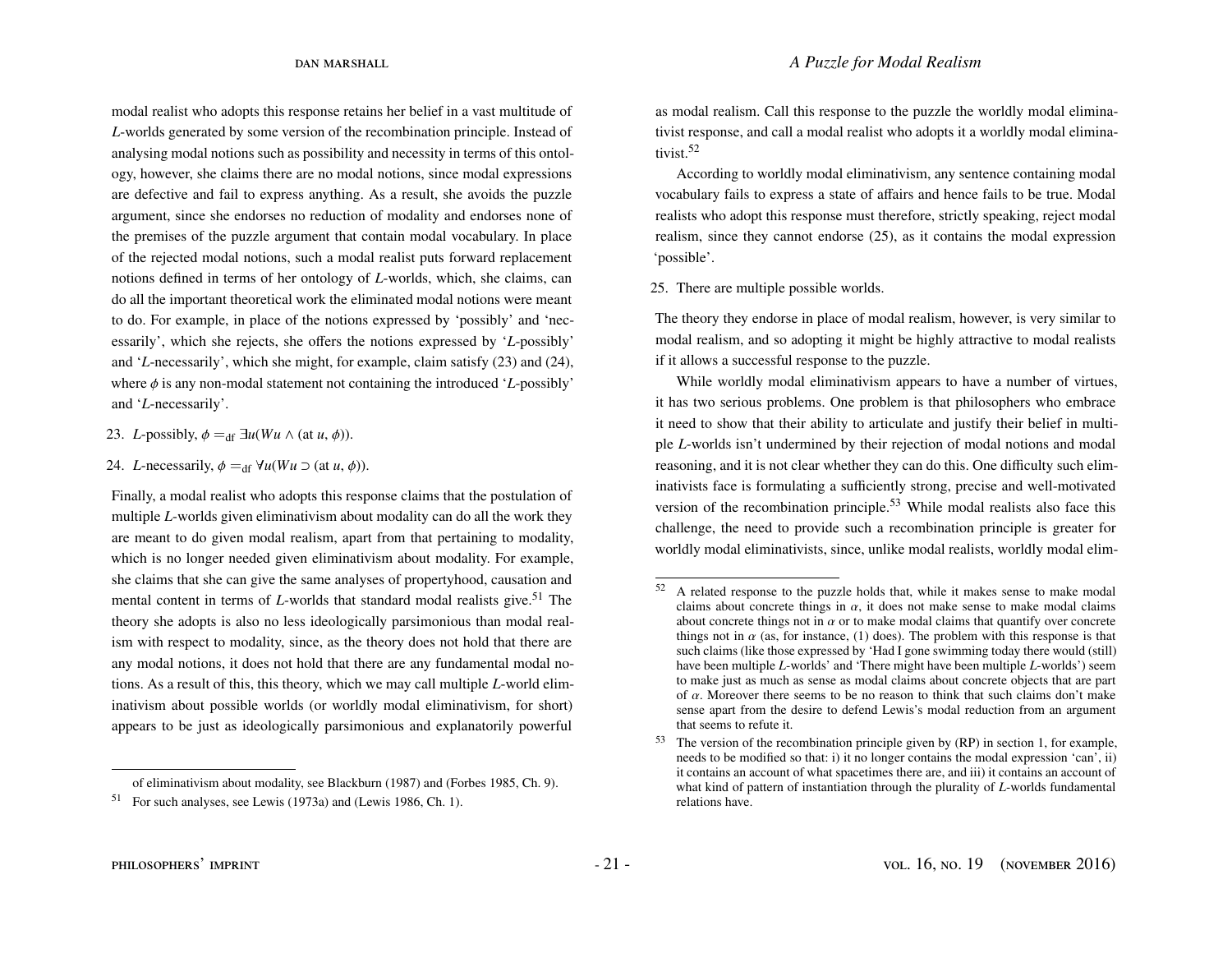modal realist who adopts this response retains her belief in a vast multitude of *L*-worlds generated by some version of the recombination principle. Instead of analysing modal notions such as possibility and necessity in terms of this ontology, however, she claims there are no modal notions, since modal expressions are defective and fail to express anything. As a result, she avoids the puzzle argument, since she endorses no reduction of modality and endorses none of the premises of the puzzle argument that contain modal vocabulary. In place of the rejected modal notions, such a modal realist puts forward replacement notions defined in terms of her ontology of *L*-worlds, which, she claims, can do all the important theoretical work the eliminated modal notions were meant to do. For example, in place of the notions expressed by 'possibly' and 'necessarily', which she rejects, she offers the notions expressed by '*L*-possibly' and '*L*-necessarily', which she might, for example, claim satisfy (23) and (24), where $\phi$ is any non-modal statement not containing the introduced '*L*-possibly' and '*L*-necessarily'.

23. *L*-possibly, $\phi =_{\text{df}} \exists u(Wu \wedge (\text{at } u, \phi))$.

24. *L*-necessarily, $\phi =_{\text{df}} \forall u(Wu \supset (\text{at } u, \phi))$.

Finally, a modal realist who adopts this response claims that the postulation of multiple *L*-worlds given eliminativism about modality can do all the work they are meant to do given modal realism, apart from that pertaining to modality, which is no longer needed given eliminativism about modality. For example, she claims that she can give the same analyses of propertyhood, causation and mental content in terms of *L*-worlds that standard modal realists give.[51] The theory she adopts is also no less ideologically parsimonious than modal realism with respect to modality, since, as the theory does not hold that there are any modal notions, it does not hold that there are any fundamental modal notions. As a result of this, this theory, which we may call multiple *L*-world eliminativism about possible worlds (or worldly modal eliminativism, for short) appears to be just as ideologically parsimonious and explanatorily powerful as modal realism. Call this response to the puzzle the worldly modal eliminativist response, and call a modal realist who adopts it a worldly modal eliminativist.[52]

According to worldly modal eliminativism, any sentence containing modal vocabulary fails to express a state of affairs and hence fails to be true. Modal realists who adopt this response must therefore, strictly speaking, reject modal realism, since they cannot endorse (25), as it contains the modal expression 'possible'.

25. There are multiple possible worlds.

The theory they endorse in place of modal realism, however, is very similar to modal realism, and so adopting it might be highly attractive to modal realists if it allows a successful response to the puzzle.

While worldly modal eliminativism appears to have a number of virtues, it has two serious problems. One problem is that philosophers who embrace it need to show that their ability to articulate and justify their belief in multiple *L*-worlds isn't undermined by their rejection of modal notions and modal reasoning, and it is not clear whether they can do this. One difficulty such eliminativists face is formulating a sufficiently strong, precise and well-motivated version of the recombination principle.[53] While modal realists also face this challenge, the need to provide such a recombination principle is greater for worldly modal eliminativists, since, unlike modal realists, worldly modal elim-

---

of eliminativism about modality, see Blackburn (1987) and (Forbes 1985, Ch. 9).

[51] For such analyses, see Lewis (1973a) and (Lewis 1986, Ch. 1).

[52] A related response to the puzzle holds that, while it makes sense to make modal claims about concrete things in $\alpha$, it does not make sense to make modal claims about concrete things not in $\alpha$ or to make modal claims that quantify over concrete things not in $\alpha$ (as, for instance, (1) does). The problem with this response is that such claims (like those expressed by 'Had I gone swimming today there would (still) have been multiple *L*-worlds' and 'There might have been multiple *L*-worlds') seem to make just as much sense as modal claims about concrete objects that are part of $\alpha$. Moreover there seems to be no reason to think that such claims don't make sense apart from the desire to defend Lewis's modal reduction from an argument that seems to refute it.

[53] The version of the recombination principle given by (RP) in section 1, for example, needs to be modified so that: i) it no longer contains the modal expression 'can', ii) it contains an account of what spacetimes there are, and iii) it contains an account of what kind of pattern of instantiation through the plurality of *L*-worlds fundamental relations have.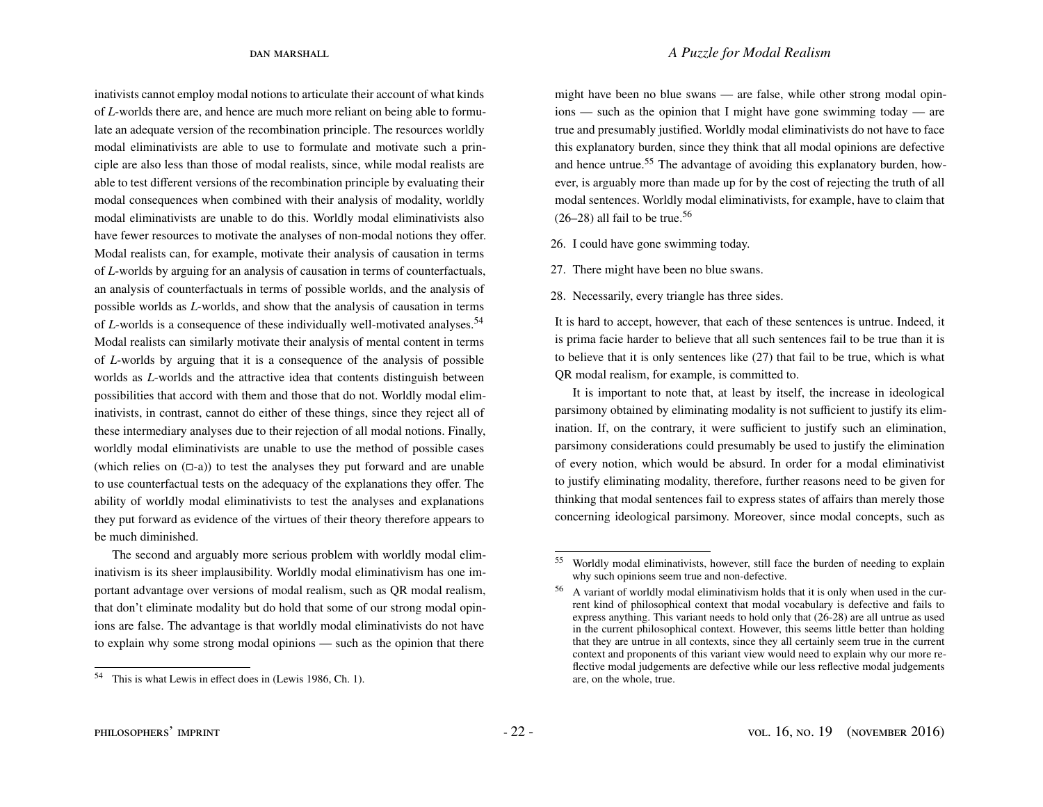inativists cannot employ modal notions to articulate their account of what kinds of *L*-worlds there are, and hence are much more reliant on being able to formulate an adequate version of the recombination principle. The resources worldly modal eliminativists are able to use to formulate and motivate such a principle are also less than those of modal realists, since, while modal realists are able to test different versions of the recombination principle by evaluating their modal consequences when combined with their analysis of modality, worldly modal eliminativists are unable to do this. Worldly modal eliminativists also have fewer resources to motivate the analyses of non-modal notions they offer. Modal realists can, for example, motivate their analysis of causation in terms of *L*-worlds by arguing for an analysis of causation in terms of counterfactuals, an analysis of counterfactuals in terms of possible worlds, and the analysis of possible worlds as *L*-worlds, and show that the analysis of causation in terms of *L*-worlds is a consequence of these individually well-motivated analyses.[54] Modal realists can similarly motivate their analysis of mental content in terms of *L*-worlds by arguing that it is a consequence of the analysis of possible worlds as *L*-worlds and the attractive idea that contents distinguish between possibilities that accord with them and those that do not. Worldly modal eliminativists, in contrast, cannot do either of these things, since they reject all of these intermediary analyses due to their rejection of all modal notions. Finally, worldly modal eliminativists are unable to use the method of possible cases (which relies on (□-a)) to test the analyses they put forward and are unable to use counterfactual tests on the adequacy of the explanations they offer. The ability of worldly modal eliminativists to test the analyses and explanations they put forward as evidence of the virtues of their theory therefore appears to be much diminished.

The second and arguably more serious problem with worldly modal eliminativism is its sheer implausibility. Worldly modal eliminativism has one important advantage over versions of modal realism, such as QR modal realism, that don't eliminate modality but do hold that some of our strong modal opinions are false. The advantage is that worldly modal eliminativists do not have to explain why some strong modal opinions — such as the opinion that there might have been no blue swans — are false, while other strong modal opinions — such as the opinion that I might have gone swimming today — are true and presumably justified. Worldly modal eliminativists do not have to face this explanatory burden, since they think that all modal opinions are defective and hence untrue.[55] The advantage of avoiding this explanatory burden, however, is arguably more than made up for by the cost of rejecting the truth of all modal sentences. Worldly modal eliminativists, for example, have to claim that (26–28) all fail to be true.[56]

26. I could have gone swimming today.
27. There might have been no blue swans.
28. Necessarily, every triangle has three sides.

It is hard to accept, however, that each of these sentences is untrue. Indeed, it is prima facie harder to believe that all such sentences fail to be true than it is to believe that it is only sentences like (27) that fail to be true, which is what QR modal realism, for example, is committed to.

It is important to note that, at least by itself, the increase in ideological parsimony obtained by eliminating modality is not sufficient to justify its elimination. If, on the contrary, it were sufficient to justify such an elimination, parsimony considerations could presumably be used to justify the elimination of every notion, which would be absurd. In order for a modal eliminativist to justify eliminating modality, therefore, further reasons need to be given for thinking that modal sentences fail to express states of affairs than merely those concerning ideological parsimony. Moreover, since modal concepts, such as

---

[54] This is what Lewis in effect does in (Lewis 1986, Ch. 1).

[55] Worldly modal eliminativists, however, still face the burden of needing to explain why such opinions seem true and non-defective.

[56] A variant of worldly modal eliminativism holds that it is only when used in the current kind of philosophical context that modal vocabulary is defective and fails to express anything. This variant needs to hold only that (26-28) are all untrue as used in the current philosophical context. However, this seems little better than holding that they are untrue in all contexts, since they all certainly seem true in the current context and proponents of this variant view would need to explain why our more reflective modal judgements are defective while our less reflective modal judgements are, on the whole, true.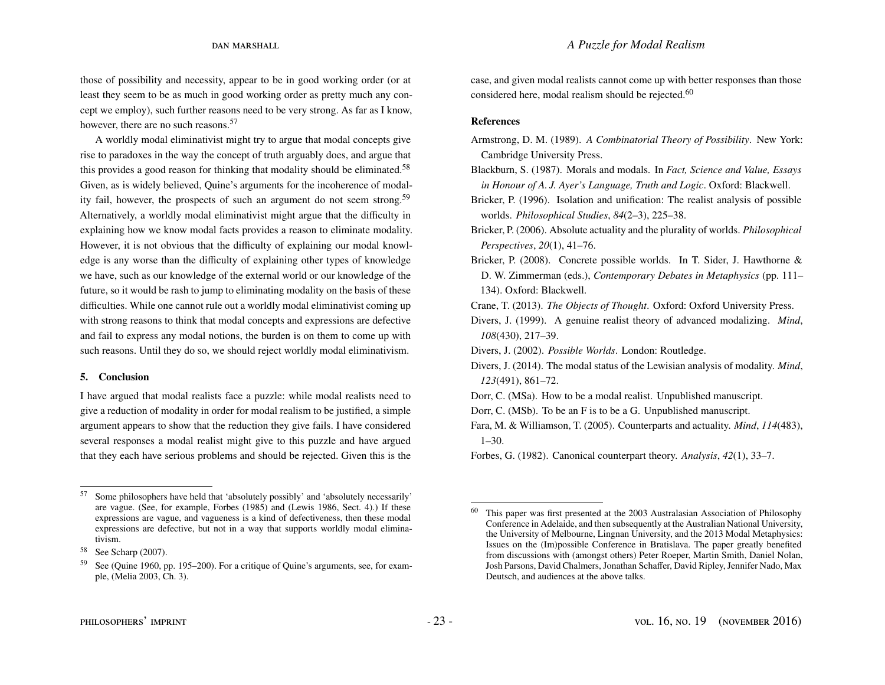those of possibility and necessity, appear to be in good working order (or at least they seem to be as much in good working order as pretty much any concept we employ), such further reasons need to be very strong. As far as I know, however, there are no such reasons.[57]

A worldly modal eliminativist might try to argue that modal concepts give rise to paradoxes in the way the concept of truth arguably does, and argue that this provides a good reason for thinking that modality should be eliminated.[58] Given, as is widely believed, Quine's arguments for the incoherence of modality fail, however, the prospects of such an argument do not seem strong.[59] Alternatively, a worldly modal eliminativist might argue that the difficulty in explaining how we know modal facts provides a reason to eliminate modality. However, it is not obvious that the difficulty of explaining our modal knowledge is any worse than the difficulty of explaining other types of knowledge we have, such as our knowledge of the external world or our knowledge of the future, so it would be rash to jump to eliminating modality on the basis of these difficulties. While one cannot rule out a worldly modal eliminativist coming up with strong reasons to think that modal concepts and expressions are defective and fail to express any modal notions, the burden is on them to come up with such reasons. Until they do so, we should reject worldly modal eliminativism.

### 5. Conclusion

I have argued that modal realists face a puzzle: while modal realists need to give a reduction of modality in order for modal realism to be justified, a simple argument appears to show that the reduction they give fails. I have considered several responses a modal realist might give to this puzzle and have argued that they each have serious problems and should be rejected. Given this is the case, and given modal realists cannot come up with better responses than those considered here, modal realism should be rejected.[60]

### References

Armstrong, D. M. (1989). *A Combinatorial Theory of Possibility*. New York: Cambridge University Press.

Blackburn, S. (1987). Morals and modals. In *Fact, Science and Value, Essays in Honour of A. J. Ayer's Language, Truth and Logic*. Oxford: Blackwell.

Bricker, P. (1996). Isolation and unification: The realist analysis of possible worlds. *Philosophical Studies*, *84*(2–3), 225–38.

Bricker, P. (2006). Absolute actuality and the plurality of worlds. *Philosophical Perspectives*, *20*(1), 41–76.

Bricker, P. (2008). Concrete possible worlds. In T. Sider, J. Hawthorne & D. W. Zimmerman (eds.), *Contemporary Debates in Metaphysics* (pp. 111–134). Oxford: Blackwell.

Crane, T. (2013). *The Objects of Thought*. Oxford: Oxford University Press.

Divers, J. (1999). A genuine realist theory of advanced modalizing. *Mind*, *108*(430), 217–39.

Divers, J. (2002). *Possible Worlds*. London: Routledge.

Divers, J. (2014). The modal status of the Lewisian analysis of modality. *Mind*, *123*(491), 861–72.

Dorr, C. (MSa). How to be a modal realist. Unpublished manuscript.

Dorr, C. (MSb). To be an F is to be a G. Unpublished manuscript.

Fara, M. & Williamson, T. (2005). Counterparts and actuality. *Mind*, *114*(483), 1–30.

Forbes, G. (1982). Canonical counterpart theory. *Analysis*, *42*(1), 33–7.

---

[57] Some philosophers have held that 'absolutely possibly' and 'absolutely necessarily' are vague. (See, for example, Forbes (1985) and (Lewis 1986, Sect. 4).) If these expressions are vague, and vagueness is a kind of defectiveness, then these modal expressions are defective, but not in a way that supports worldly modal eliminativism.

[58] See Scharp (2007).

[59] See (Quine 1960, pp. 195–200). For a critique of Quine's arguments, see, for example, (Melia 2003, Ch. 3).

[60] This paper was first presented at the 2003 Australasian Association of Philosophy Conference in Adelaide, and then subsequently at the Australian National University, the University of Melbourne, Lingnan University, and the 2013 Modal Metaphysics: Issues on the (Im)possible Conference in Bratislava. The paper greatly benefited from discussions with (amongst others) Peter Roeper, Martin Smith, Daniel Nolan, Josh Parsons, David Chalmers, Jonathan Schaffer, David Ripley, Jennifer Nado, Max Deutsch, and audiences at the above talks.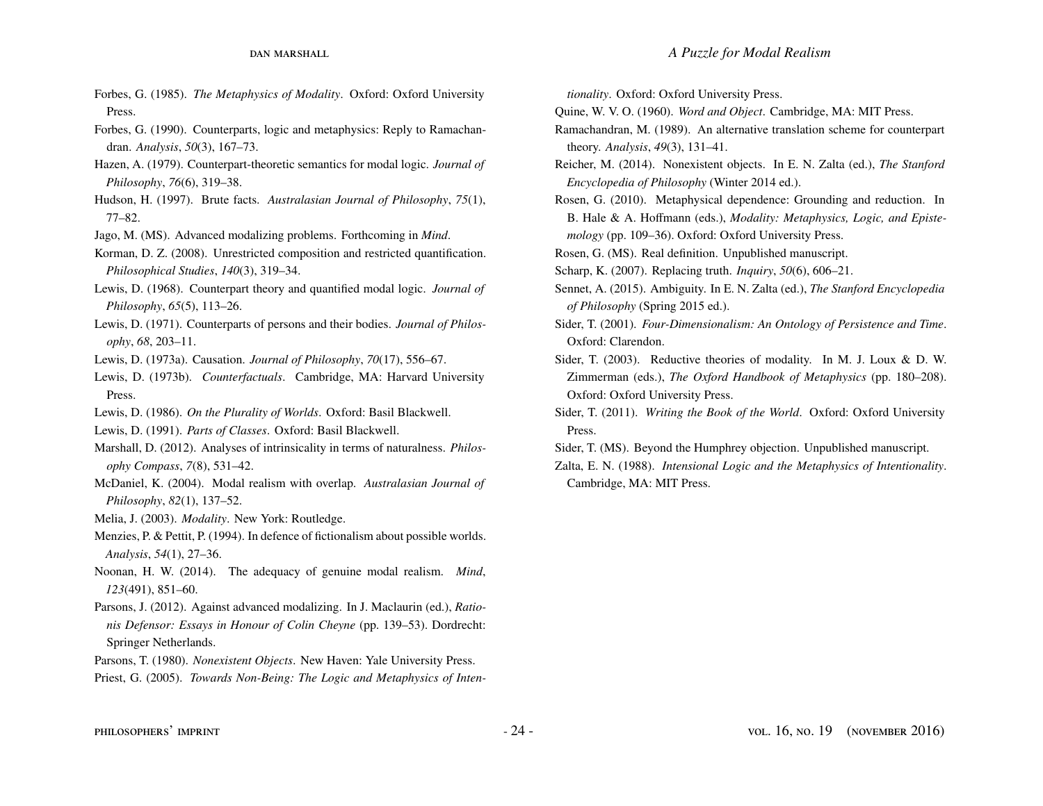Forbes, G. (1985). *The Metaphysics of Modality*. Oxford: Oxford University Press.

Forbes, G. (1990). Counterparts, logic and metaphysics: Reply to Ramachandran. *Analysis*, *50*(3), 167–73.

Hazen, A. (1979). Counterpart-theoretic semantics for modal logic. *Journal of Philosophy*, *76*(6), 319–38.

Hudson, H. (1997). Brute facts. *Australasian Journal of Philosophy*, *75*(1), 77–82.

Jago, M. (MS). Advanced modalizing problems. Forthcoming in *Mind*.

Korman, D. Z. (2008). Unrestricted composition and restricted quantification. *Philosophical Studies*, *140*(3), 319–34.

Lewis, D. (1968). Counterpart theory and quantified modal logic. *Journal of Philosophy*, *65*(5), 113–26.

Lewis, D. (1971). Counterparts of persons and their bodies. *Journal of Philosophy*, *68*, 203–11.

Lewis, D. (1973a). Causation. *Journal of Philosophy*, *70*(17), 556–67.

Lewis, D. (1973b). *Counterfactuals*. Cambridge, MA: Harvard University Press.

Lewis, D. (1986). *On the Plurality of Worlds*. Oxford: Basil Blackwell.

Lewis, D. (1991). *Parts of Classes*. Oxford: Basil Blackwell.

Marshall, D. (2012). Analyses of intrinsicality in terms of naturalness. *Philosophy Compass*, *7*(8), 531–42.

McDaniel, K. (2004). Modal realism with overlap. *Australasian Journal of Philosophy*, *82*(1), 137–52.

Melia, J. (2003). *Modality*. New York: Routledge.

Menzies, P. & Pettit, P. (1994). In defence of fictionalism about possible worlds. *Analysis*, *54*(1), 27–36.

Noonan, H. W. (2014). The adequacy of genuine modal realism. *Mind*, *123*(491), 851–60.

Parsons, J. (2012). Against advanced modalizing. In J. Maclaurin (ed.), *Rationis Defensor: Essays in Honour of Colin Cheyne* (pp. 139–53). Dordrecht: Springer Netherlands.

Parsons, T. (1980). *Nonexistent Objects*. New Haven: Yale University Press.

Priest, G. (2005). *Towards Non-Being: The Logic and Metaphysics of Intentionality*. Oxford: Oxford University Press.

Quine, W. V. O. (1960). *Word and Object*. Cambridge, MA: MIT Press.

Ramachandran, M. (1989). An alternative translation scheme for counterpart theory. *Analysis*, *49*(3), 131–41.

Reicher, M. (2014). Nonexistent objects. In E. N. Zalta (ed.), *The Stanford Encyclopedia of Philosophy* (Winter 2014 ed.).

Rosen, G. (2010). Metaphysical dependence: Grounding and reduction. In B. Hale & A. Hoffmann (eds.), *Modality: Metaphysics, Logic, and Epistemology* (pp. 109–36). Oxford: Oxford University Press.

Rosen, G. (MS). Real definition. Unpublished manuscript.

Scharp, K. (2007). Replacing truth. *Inquiry*, *50*(6), 606–21.

Sennet, A. (2015). Ambiguity. In E. N. Zalta (ed.), *The Stanford Encyclopedia of Philosophy* (Spring 2015 ed.).

Sider, T. (2001). *Four-Dimensionalism: An Ontology of Persistence and Time*. Oxford: Clarendon.

Sider, T. (2003). Reductive theories of modality. In M. J. Loux & D. W. Zimmerman (eds.), *The Oxford Handbook of Metaphysics* (pp. 180–208). Oxford: Oxford University Press.

Sider, T. (2011). *Writing the Book of the World*. Oxford: Oxford University Press.

Sider, T. (MS). Beyond the Humphrey objection. Unpublished manuscript.

Zalta, E. N. (1988). *Intensional Logic and the Metaphysics of Intentionality*. Cambridge, MA: MIT Press.